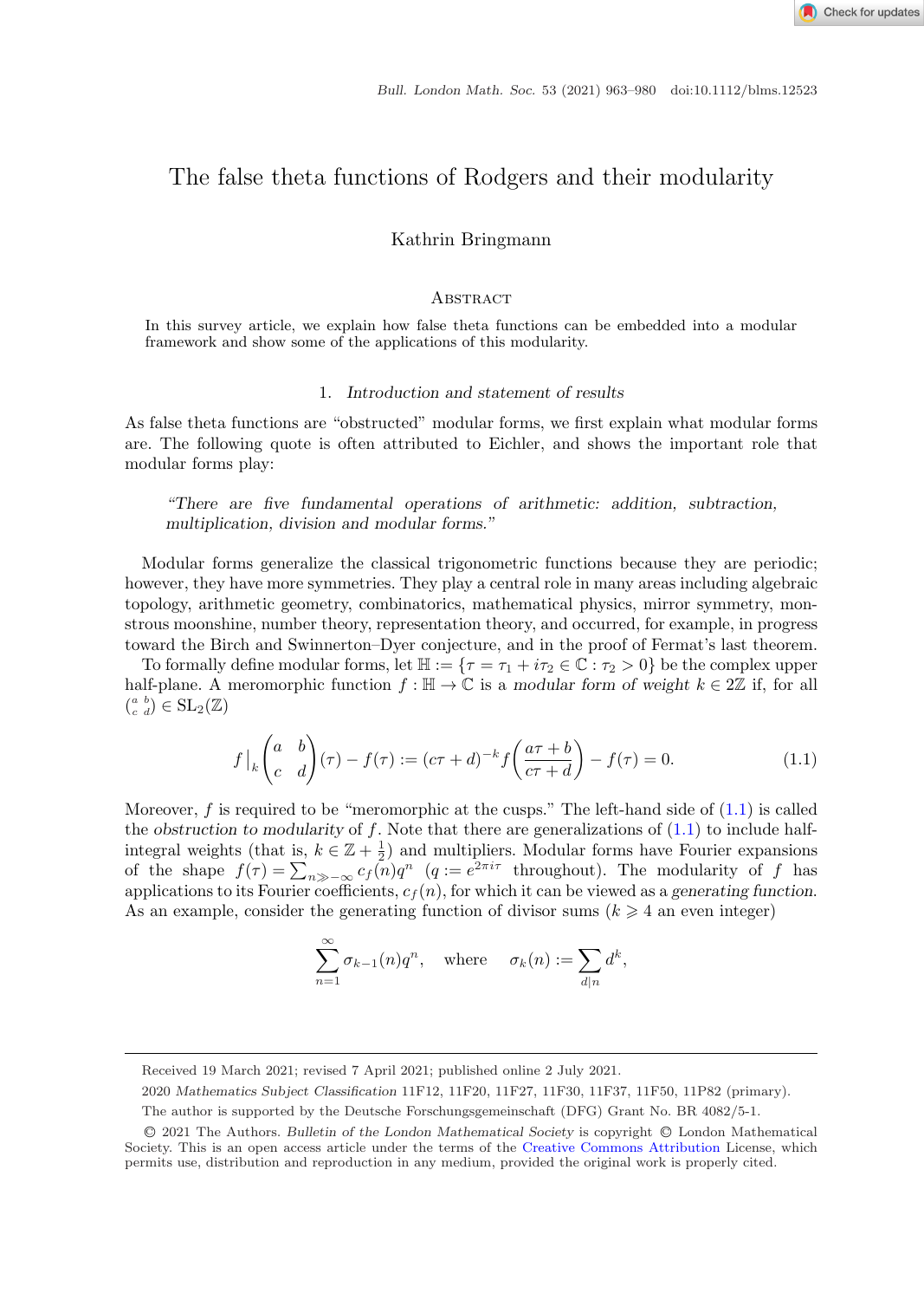# The false theta functions of Rodgers and their modularity

Kathrin Bringmann

## Abstract

In this survey article, we explain how false theta functions can be embedded into a modular framework and show some of the applications of this modularity.

## 1. *Introduction and statement of results*

As false theta functions are "obstructed" modular forms, we first explain what modular forms are. The following quote is often attributed to Eichler, and shows the important role that modular forms play:

> *"There are five fundamental operations of arithmetic: addition, subtraction, multiplication, division and modular forms."*

Modular forms generalize the classical trigonometric functions because they are periodic; however, they have more symmetries. They play a central role in many areas including algebraic topology, arithmetic geometry, combinatorics, mathematical physics, mirror symmetry, monstrous moonshine, number theory, representation theory, and occurred, for example, in progress toward the Birch and Swinnerton–Dyer conjecture, and in the proof of Fermat's last theorem.

To formally define modular forms, let $\mathbb{H} := \{\tau = \tau_1 + i\tau_2 \in \mathbb{C} : \tau_2 > 0\}$ be the complex upper half-plane. A meromorphic function $f : \mathbb{H} \to \mathbb{C}$ is a *modular form of weight* $k \in 2\mathbb{Z}$ if, for all $\left(\begin{smallmatrix} a & b \\ c & d \end{smallmatrix}\right) \in \mathrm{SL}_2(\mathbb{Z})$

$$f\Big|_k \begin{pmatrix} a & b \\ c & d \end{pmatrix}(\tau) - f(\tau) := (c\tau + d)^{-k} f\left(\frac{a\tau + b}{c\tau + d}\right) - f(\tau) = 0. \tag{1.1}$$

Moreover, $f$ is required to be "meromorphic at the cusps." The left-hand side of (1.1) is called the *obstruction to modularity* of $f$. Note that there are generalizations of (1.1) to include half-integral weights (that is, $k \in \mathbb{Z} + \frac{1}{2}$) and multipliers. Modular forms have Fourier expansions of the shape $f(\tau) = \sum_{n \gg -\infty} c_f(n) q^n$ ($q := e^{2\pi i \tau}$ throughout). The modularity of $f$ has applications to its Fourier coefficients, $c_f(n)$, for which it can be viewed as a *generating function*. As an example, consider the generating function of divisor sums ($k \geqslant 4$ an even integer)

$$\sum_{n=1}^{\infty} \sigma_{k-1}(n) q^n, \quad \text{where} \quad \sigma_k(n) := \sum_{d \mid n} d^k,$$

---

Received 19 March 2021; revised 7 April 2021; published online 2 July 2021.

2020 *Mathematics Subject Classification* 11F12, 11F20, 11F27, 11F30, 11F37, 11F50, 11P82 (primary).

The author is supported by the Deutsche Forschungsgemeinschaft (DFG) Grant No. BR 4082/5-1.

© 2021 The Authors. *Bulletin of the London Mathematical Society* is copyright © London Mathematical Society. This is an open access article under the terms of the Creative Commons Attribution License, which permits use, distribution and reproduction in any medium, provided the original work is properly cited.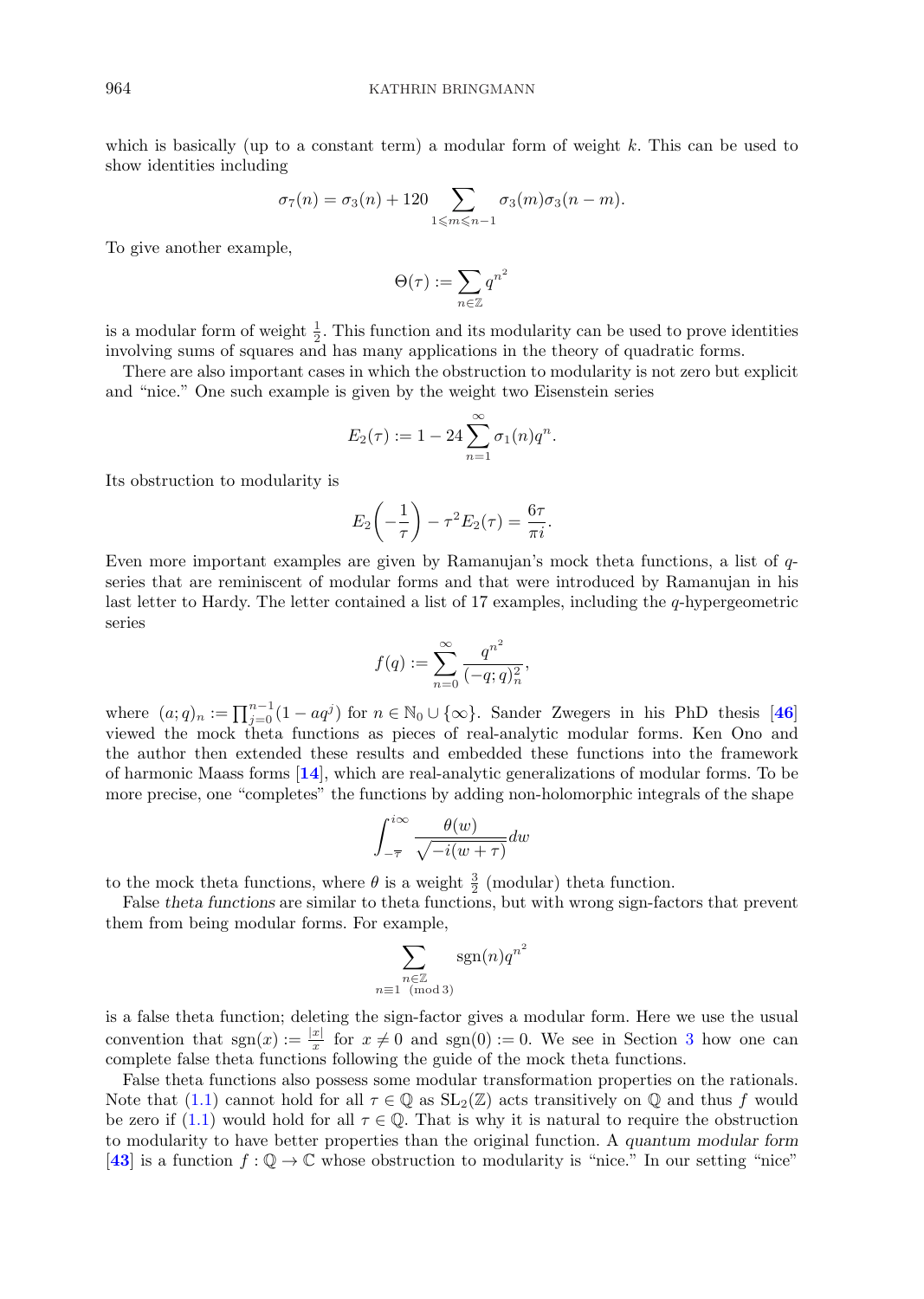which is basically (up to a constant term) a modular form of weight $k$. This can be used to show identities including

$$\sigma_7(n) = \sigma_3(n) + 120 \sum_{1 \leqslant m \leqslant n-1} \sigma_3(m)\sigma_3(n-m).$$

To give another example,

$$\Theta(\tau) := \sum_{n \in \mathbb{Z}} q^{n^2}$$

is a modular form of weight $\frac{1}{2}$. This function and its modularity can be used to prove identities involving sums of squares and has many applications in the theory of quadratic forms.

There are also important cases in which the obstruction to modularity is not zero but explicit and "nice." One such example is given by the weight two Eisenstein series

$$E_2(\tau) := 1 - 24 \sum_{n=1}^{\infty} \sigma_1(n) q^n.$$

Its obstruction to modularity is

$$E_2\left(-\frac{1}{\tau}\right) - \tau^2 E_2(\tau) = \frac{6\tau}{\pi i}.$$

Even more important examples are given by Ramanujan's mock theta functions, a list of $q$-series that are reminiscent of modular forms and that were introduced by Ramanujan in his last letter to Hardy. The letter contained a list of 17 examples, including the $q$-hypergeometric series

$$f(q) := \sum_{n=0}^{\infty} \frac{q^{n^2}}{(-q;q)_n^2},$$

where $(a;q)_n := \prod_{j=0}^{n-1}(1 - aq^j)$ for $n \in \mathbb{N}_0 \cup \{\infty\}$. Sander Zwegers in his PhD thesis [46] viewed the mock theta functions as pieces of real-analytic modular forms. Ken Ono and the author then extended these results and embedded these functions into the framework of harmonic Maass forms [14], which are real-analytic generalizations of modular forms. To be more precise, one "completes" the functions by adding non-holomorphic integrals of the shape

$$\int_{-\overline{\tau}}^{i\infty} \frac{\theta(w)}{\sqrt{-i(w+\tau)}} dw$$

to the mock theta functions, where $\theta$ is a weight $\frac{3}{2}$ (modular) theta function.

False *theta functions* are similar to theta functions, but with wrong sign-factors that prevent them from being modular forms. For example,

$$\sum_{\substack{n \in \mathbb{Z} \\ n \equiv 1 \pmod 3}} \operatorname{sgn}(n) q^{n^2}$$

is a false theta function; deleting the sign-factor gives a modular form. Here we use the usual convention that $\operatorname{sgn}(x) := \frac{|x|}{x}$ for $x \neq 0$ and $\operatorname{sgn}(0) := 0$. We see in Section 3 how one can complete false theta functions following the guide of the mock theta functions.

False theta functions also possess some modular transformation properties on the rationals. Note that (1.1) cannot hold for all $\tau \in \mathbb{Q}$ as $\mathrm{SL}_2(\mathbb{Z})$ acts transitively on $\mathbb{Q}$ and thus $f$ would be zero if (1.1) would hold for all $\tau \in \mathbb{Q}$. That is why it is natural to require the obstruction to modularity to have better properties than the original function. A *quantum modular form* [43] is a function $f : \mathbb{Q} \to \mathbb{C}$ whose obstruction to modularity is "nice." In our setting "nice"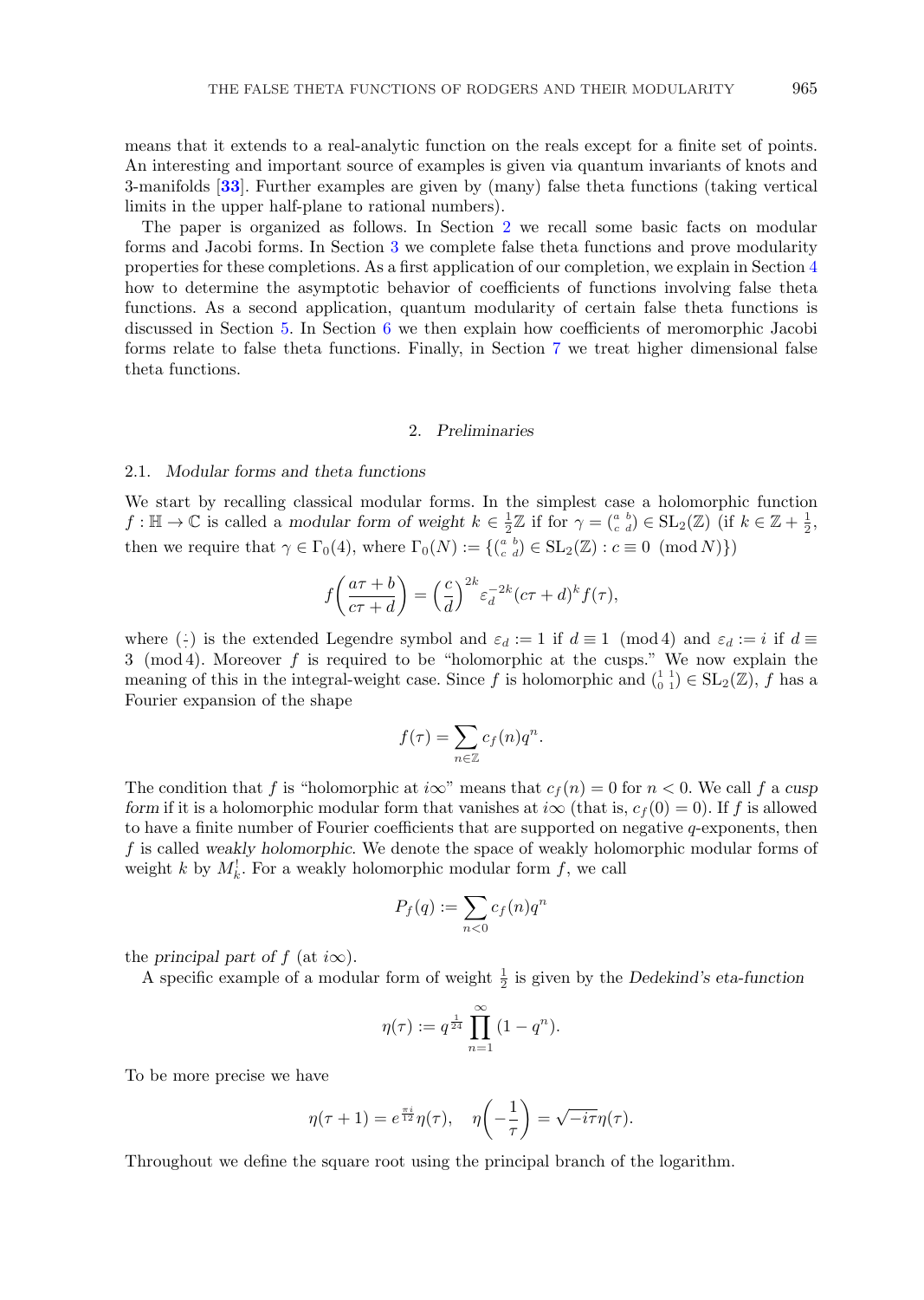means that it extends to a real-analytic function on the reals except for a finite set of points. An interesting and important source of examples is given via quantum invariants of knots and 3-manifolds [33]. Further examples are given by (many) false theta functions (taking vertical limits in the upper half-plane to rational numbers).

The paper is organized as follows. In Section 2 we recall some basic facts on modular forms and Jacobi forms. In Section 3 we complete false theta functions and prove modularity properties for these completions. As a first application of our completion, we explain in Section 4 how to determine the asymptotic behavior of coefficients of functions involving false theta functions. As a second application, quantum modularity of certain false theta functions is discussed in Section 5. In Section 6 we then explain how coefficients of meromorphic Jacobi forms relate to false theta functions. Finally, in Section 7 we treat higher dimensional false theta functions.

## 2. *Preliminaries*

### 2.1. *Modular forms and theta functions*

We start by recalling classical modular forms. In the simplest case a holomorphic function $f : \mathbb{H} \to \mathbb{C}$ is called a *modular form of weight* $k \in \frac{1}{2}\mathbb{Z}$ if for $\gamma = \left(\begin{smallmatrix} a & b \\ c & d \end{smallmatrix}\right) \in \mathrm{SL}_2(\mathbb{Z})$ (if $k \in \mathbb{Z} + \frac{1}{2}$, then we require that $\gamma \in \Gamma_0(4)$, where $\Gamma_0(N) := \{\left(\begin{smallmatrix} a & b \\ c & d \end{smallmatrix}\right) \in \mathrm{SL}_2(\mathbb{Z}) : c \equiv 0 \pmod{N}\}$)

$$f\left(\frac{a\tau + b}{c\tau + d}\right) = \left(\frac{c}{d}\right)^{2k} \varepsilon_d^{-2k} (c\tau + d)^k f(\tau),$$

where $(\frac{\cdot}{\cdot})$ is the extended Legendre symbol and $\varepsilon_d := 1$ if $d \equiv 1 \pmod 4$ and $\varepsilon_d := i$ if $d \equiv 3 \pmod 4$. Moreover $f$ is required to be "holomorphic at the cusps." We now explain the meaning of this in the integral-weight case. Since $f$ is holomorphic and $\left(\begin{smallmatrix} 1 & 1 \\ 0 & 1 \end{smallmatrix}\right) \in \mathrm{SL}_2(\mathbb{Z})$, $f$ has a Fourier expansion of the shape

$$f(\tau) = \sum_{n \in \mathbb{Z}} c_f(n) q^n.$$

The condition that $f$ is "holomorphic at $i\infty$" means that $c_f(n) = 0$ for $n < 0$. We call $f$ a *cusp form* if it is a holomorphic modular form that vanishes at $i\infty$ (that is, $c_f(0) = 0$). If $f$ is allowed to have a finite number of Fourier coefficients that are supported on negative $q$-exponents, then $f$ is called *weakly holomorphic*. We denote the space of weakly holomorphic modular forms of weight $k$ by $M_k^!$. For a weakly holomorphic modular form $f$, we call

$$P_f(q) := \sum_{n < 0} c_f(n) q^n$$

the *principal part of* $f$ (at $i\infty$).

A specific example of a modular form of weight $\frac{1}{2}$ is given by the *Dedekind's eta-function*

$$\eta(\tau) := q^{\frac{1}{24}} \prod_{n=1}^{\infty} (1 - q^n).$$

To be more precise we have

$$\eta(\tau + 1) = e^{\frac{\pi i}{12}} \eta(\tau), \quad \eta\left(-\frac{1}{\tau}\right) = \sqrt{-i\tau}\, \eta(\tau).$$

Throughout we define the square root using the principal branch of the logarithm.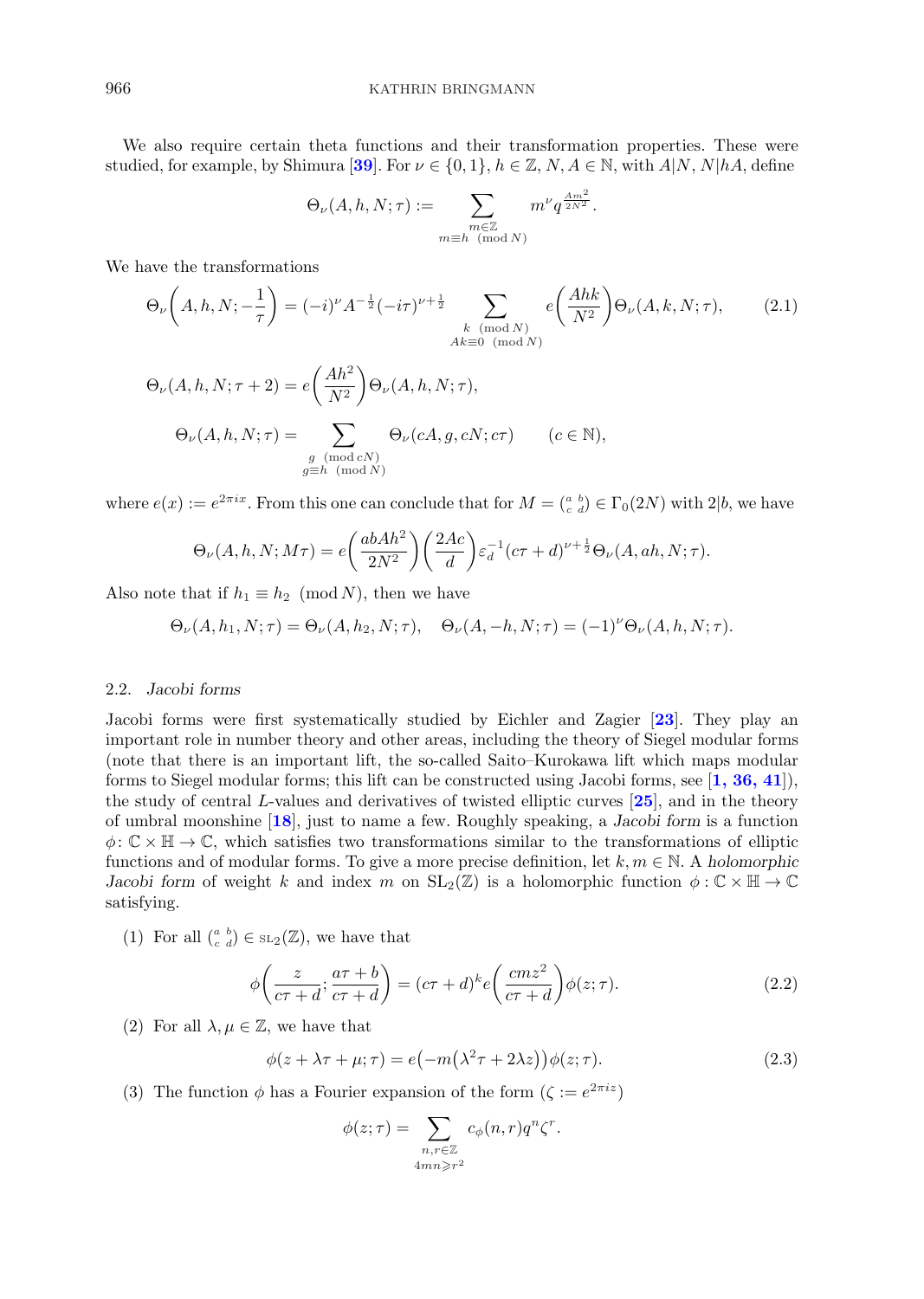We also require certain theta functions and their transformation properties. These were studied, for example, by Shimura [39]. For $\nu \in \{0,1\}$, $h \in \mathbb{Z}$, $N, A \in \mathbb{N}$, with $A|N$, $N|hA$, define

$$\Theta_\nu(A,h,N;\tau) := \sum_{\substack{m\in\mathbb{Z}\\ m\equiv h \pmod N}} m^\nu q^{\frac{Am^2}{2N^2}}.$$

We have the transformations

$$\Theta_\nu\left(A,h,N;-\frac{1}{\tau}\right) = (-i)^\nu A^{-\frac{1}{2}}(-i\tau)^{\nu+\frac{1}{2}} \sum_{\substack{k \pmod N\\ Ak\equiv 0 \pmod N}} e\left(\frac{Ahk}{N^2}\right)\Theta_\nu(A,k,N;\tau), \tag{2.1}$$

$$\Theta_\nu(A,h,N;\tau+2) = e\left(\frac{Ah^2}{N^2}\right)\Theta_\nu(A,h,N;\tau),$$

$$\Theta_\nu(A,h,N;\tau) = \sum_{\substack{g \pmod{cN}\\ g\equiv h \pmod N}} \Theta_\nu(cA,g,cN;c\tau) \qquad (c\in\mathbb{N}),$$

where $e(x) := e^{2\pi i x}$. From this one can conclude that for $M = \left(\begin{smallmatrix} a & b\\ c & d\end{smallmatrix}\right) \in \Gamma_0(2N)$ with $2|b$, we have

$$\Theta_\nu(A,h,N;M\tau) = e\left(\frac{abAh^2}{2N^2}\right)\left(\frac{2Ac}{d}\right)\varepsilon_d^{-1}(c\tau+d)^{\nu+\frac{1}{2}}\Theta_\nu(A,ah,N;\tau).$$

Also note that if $h_1 \equiv h_2 \pmod N$, then we have

$$\Theta_\nu(A,h_1,N;\tau) = \Theta_\nu(A,h_2,N;\tau), \quad \Theta_\nu(A,-h,N;\tau) = (-1)^\nu\Theta_\nu(A,h,N;\tau).$$

### 2.2. *Jacobi forms*

Jacobi forms were first systematically studied by Eichler and Zagier [23]. They play an important role in number theory and other areas, including the theory of Siegel modular forms (note that there is an important lift, the so-called Saito–Kurokawa lift which maps modular forms to Siegel modular forms; this lift can be constructed using Jacobi forms, see [1, 36, 41]), the study of central $L$-values and derivatives of twisted elliptic curves [25], and in the theory of umbral moonshine [18], just to name a few. Roughly speaking, a *Jacobi form* is a function $\phi\colon \mathbb{C}\times\mathbb{H}\to\mathbb{C}$, which satisfies two transformations similar to the transformations of elliptic functions and of modular forms. To give a more precise definition, let $k, m \in \mathbb{N}$. A *holomorphic Jacobi form* of weight $k$ and index $m$ on $\mathrm{SL}_2(\mathbb{Z})$ is a holomorphic function $\phi : \mathbb{C}\times\mathbb{H}\to\mathbb{C}$ satisfying.

(1) For all $\left(\begin{smallmatrix} a & b\\ c & d\end{smallmatrix}\right) \in \mathrm{SL}_2(\mathbb{Z})$, we have that

$$\phi\left(\frac{z}{c\tau+d};\frac{a\tau+b}{c\tau+d}\right) = (c\tau+d)^k e\left(\frac{cmz^2}{c\tau+d}\right)\phi(z;\tau). \tag{2.2}$$

(2) For all $\lambda, \mu \in \mathbb{Z}$, we have that

$$\phi(z+\lambda\tau+\mu;\tau) = e\big(-m\big(\lambda^2\tau+2\lambda z\big)\big)\phi(z;\tau). \tag{2.3}$$

(3) The function $\phi$ has a Fourier expansion of the form ($\zeta := e^{2\pi i z}$)

$$\phi(z;\tau) = \sum_{\substack{n,r\in\mathbb{Z}\\ 4mn\geqslant r^2}} c_\phi(n,r)q^n\zeta^r.$$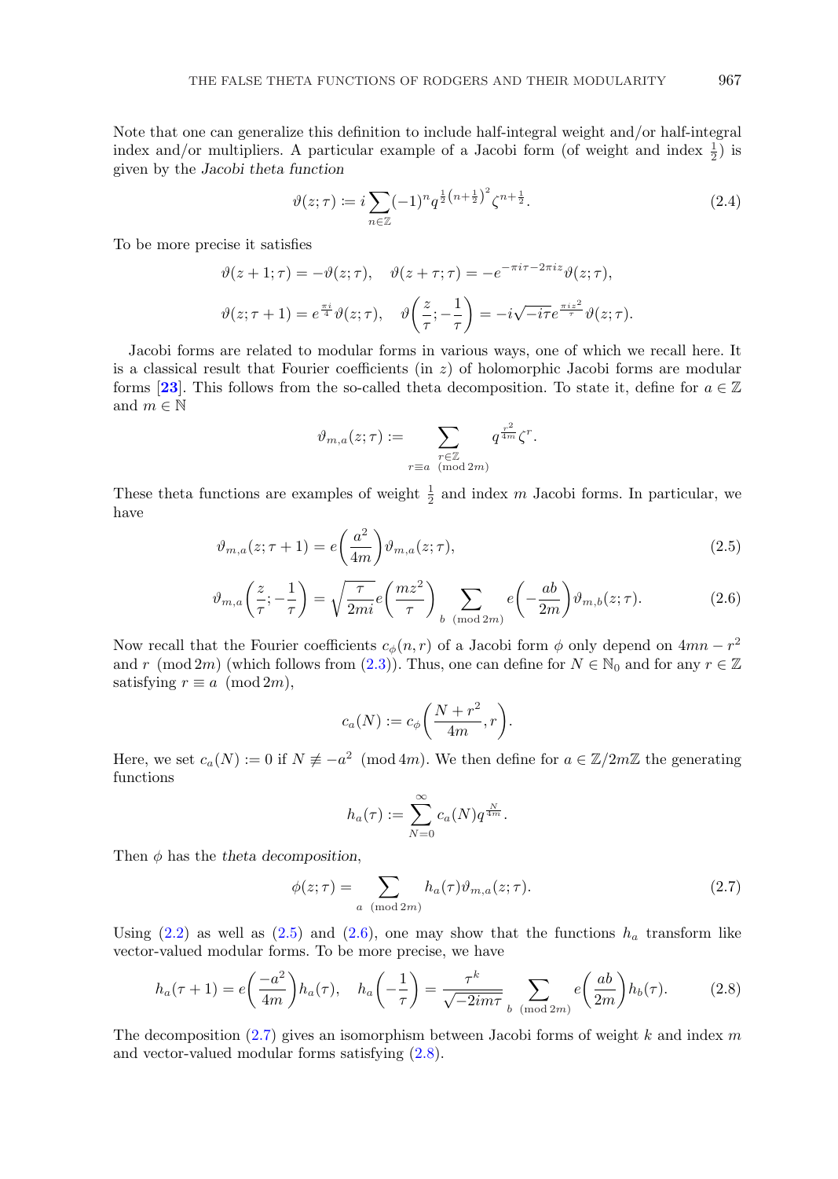Note that one can generalize this definition to include half-integral weight and/or half-integral index and/or multipliers. A particular example of a Jacobi form (of weight and index $\frac{1}{2}$) is given by the *Jacobi theta function*

$$\vartheta(z;\tau) := i\sum_{n\in\mathbb{Z}}(-1)^n q^{\frac{1}{2}\left(n+\frac{1}{2}\right)^2}\zeta^{n+\frac{1}{2}}. \tag{2.4}$$

To be more precise it satisfies

$$\vartheta(z+1;\tau) = -\vartheta(z;\tau), \quad \vartheta(z+\tau;\tau) = -e^{-\pi i\tau-2\pi iz}\vartheta(z;\tau),$$

$$\vartheta(z;\tau+1) = e^{\frac{\pi i}{4}}\vartheta(z;\tau), \quad \vartheta\left(\frac{z}{\tau};-\frac{1}{\tau}\right) = -i\sqrt{-i\tau}e^{\frac{\pi iz^2}{\tau}}\vartheta(z;\tau).$$

Jacobi forms are related to modular forms in various ways, one of which we recall here. It is a classical result that Fourier coefficients (in $z$) of holomorphic Jacobi forms are modular forms [**23**]. This follows from the so-called theta decomposition. To state it, define for $a\in\mathbb{Z}$ and $m\in\mathbb{N}$

$$\vartheta_{m,a}(z;\tau) := \sum_{\substack{r\in\mathbb{Z}\\ r\equiv a \pmod{2m}}} q^{\frac{r^2}{4m}}\zeta^r.$$

These theta functions are examples of weight $\frac{1}{2}$ and index $m$ Jacobi forms. In particular, we have

$$\vartheta_{m,a}(z;\tau+1) = e\left(\frac{a^2}{4m}\right)\vartheta_{m,a}(z;\tau), \tag{2.5}$$

$$\vartheta_{m,a}\left(\frac{z}{\tau};-\frac{1}{\tau}\right) = \sqrt{\frac{\tau}{2mi}}e\left(\frac{mz^2}{\tau}\right)\sum_{b \pmod{2m}} e\left(-\frac{ab}{2m}\right)\vartheta_{m,b}(z;\tau). \tag{2.6}$$

Now recall that the Fourier coefficients $c_\phi(n,r)$ of a Jacobi form $\phi$ only depend on $4mn-r^2$ and $r \pmod{2m}$ (which follows from (2.3)). Thus, one can define for $N\in\mathbb{N}_0$ and for any $r\in\mathbb{Z}$ satisfying $r\equiv a \pmod{2m}$,

$$c_a(N) := c_\phi\left(\frac{N+r^2}{4m},r\right).$$

Here, we set $c_a(N):=0$ if $N\not\equiv -a^2 \pmod{4m}$. We then define for $a\in\mathbb{Z}/2m\mathbb{Z}$ the generating functions

$$h_a(\tau) := \sum_{N=0}^{\infty} c_a(N)q^{\frac{N}{4m}}.$$

Then $\phi$ has the *theta decomposition*,

$$\phi(z;\tau) = \sum_{a \pmod{2m}} h_a(\tau)\vartheta_{m,a}(z;\tau). \tag{2.7}$$

Using (2.2) as well as (2.5) and (2.6), one may show that the functions $h_a$ transform like vector-valued modular forms. To be more precise, we have

$$h_a(\tau+1) = e\left(\frac{-a^2}{4m}\right)h_a(\tau), \quad h_a\left(-\frac{1}{\tau}\right) = \frac{\tau^k}{\sqrt{-2im\tau}}\sum_{b \pmod{2m}} e\left(\frac{ab}{2m}\right)h_b(\tau). \tag{2.8}$$

The decomposition (2.7) gives an isomorphism between Jacobi forms of weight $k$ and index $m$ and vector-valued modular forms satisfying (2.8).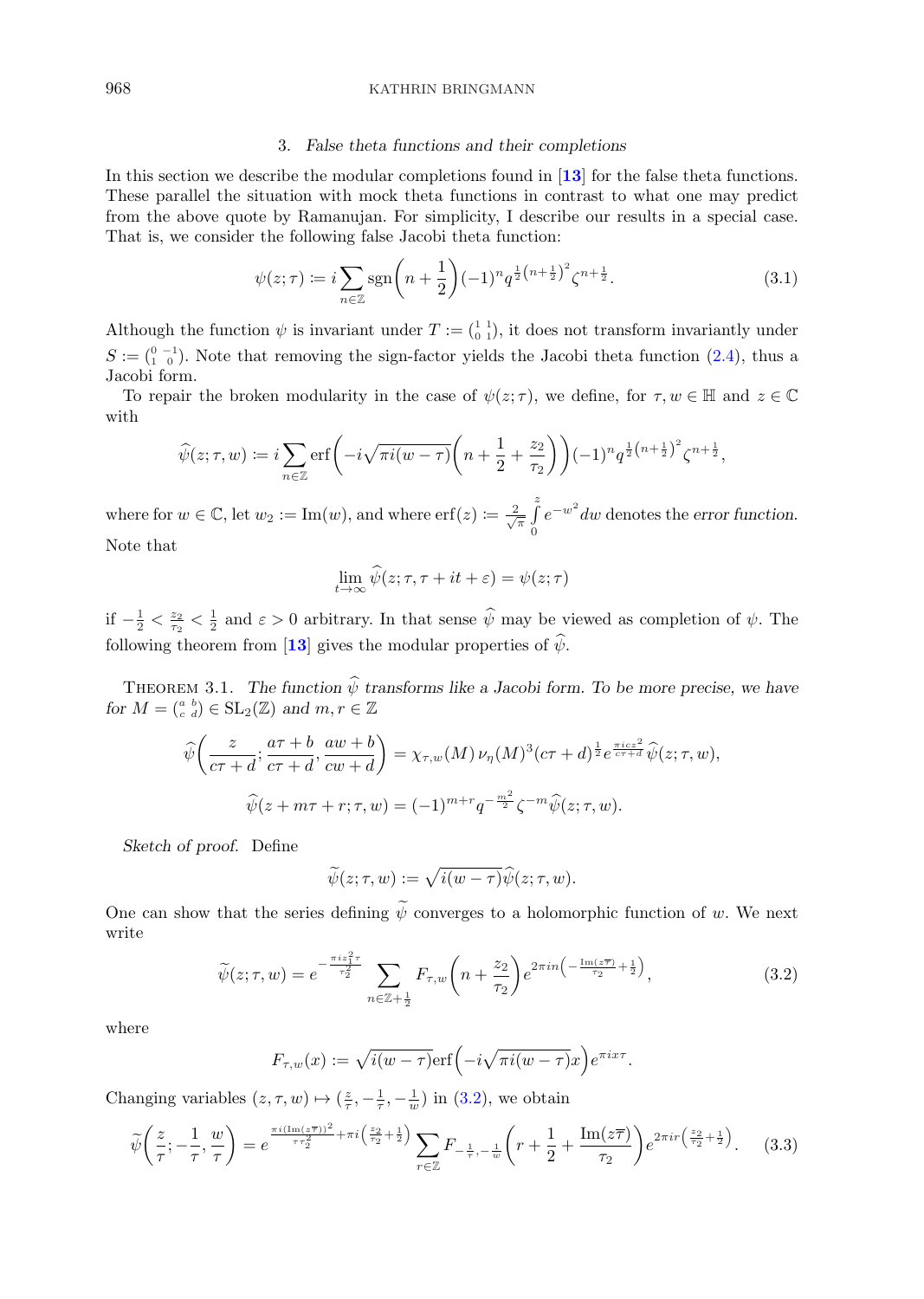## 3. *False theta functions and their completions*

In this section we describe the modular completions found in [**13**] for the false theta functions. These parallel the situation with mock theta functions in contrast to what one may predict from the above quote by Ramanujan. For simplicity, I describe our results in a special case. That is, we consider the following false Jacobi theta function:

$$\psi(z;\tau) := i \sum_{n\in\mathbb{Z}} \operatorname{sgn}\left(n+\frac{1}{2}\right)(-1)^n q^{\frac{1}{2}\left(n+\frac{1}{2}\right)^2} \zeta^{n+\frac{1}{2}}. \tag{3.1}$$

Although the function $\psi$ is invariant under $T := \left(\begin{smallmatrix} 1 & 1 \\ 0 & 1 \end{smallmatrix}\right)$, it does not transform invariantly under $S := \left(\begin{smallmatrix} 0 & -1 \\ 1 & 0 \end{smallmatrix}\right)$. Note that removing the sign-factor yields the Jacobi theta function (2.4), thus a Jacobi form.

To repair the broken modularity in the case of $\psi(z;\tau)$, we define, for $\tau, w \in \mathbb{H}$ and $z \in \mathbb{C}$ with

$$\widehat{\psi}(z;\tau,w) := i \sum_{n\in\mathbb{Z}} \operatorname{erf}\left(-i\sqrt{\pi i(w-\tau)}\left(n+\frac{1}{2}+\frac{z_2}{\tau_2}\right)\right)(-1)^n q^{\frac{1}{2}\left(n+\frac{1}{2}\right)^2} \zeta^{n+\frac{1}{2}},$$

where for $w \in \mathbb{C}$, let $w_2 := \operatorname{Im}(w)$, and where $\operatorname{erf}(z) := \frac{2}{\sqrt{\pi}} \int_0^z e^{-w^2} dw$ denotes the *error function*. Note that

$$\lim_{t\to\infty} \widehat{\psi}(z;\tau,\tau+it+\varepsilon) = \psi(z;\tau)$$

if $-\frac{1}{2} < \frac{z_2}{\tau_2} < \frac{1}{2}$ and $\varepsilon > 0$ arbitrary. In that sense $\widehat{\psi}$ may be viewed as completion of $\psi$. The following theorem from [**13**] gives the modular properties of $\widehat{\psi}$.

Theorem 3.1. *The function $\widehat{\psi}$ transforms like a Jacobi form. To be more precise, we have for $M = \left(\begin{smallmatrix} a & b \\ c & d \end{smallmatrix}\right) \in \mathrm{SL}_2(\mathbb{Z})$ and $m, r \in \mathbb{Z}$*

$$\widehat{\psi}\left(\frac{z}{c\tau+d}; \frac{a\tau+b}{c\tau+d}, \frac{aw+b}{cw+d}\right) = \chi_{\tau,w}(M)\, \nu_\eta(M)^3 (c\tau+d)^{\frac{1}{2}} e^{\frac{\pi i c z^2}{c\tau+d}} \widehat{\psi}(z;\tau,w),$$

$$\widehat{\psi}(z+m\tau+r;\tau,w) = (-1)^{m+r} q^{-\frac{m^2}{2}} \zeta^{-m} \widehat{\psi}(z;\tau,w).$$

*Sketch of proof.* Define

$$\widetilde{\psi}(z;\tau,w) := \sqrt{i(w-\tau)}\,\widehat{\psi}(z;\tau,w).$$

One can show that the series defining $\widetilde{\psi}$ converges to a holomorphic function of $w$. We next write

$$\widetilde{\psi}(z;\tau,w) = e^{-\frac{\pi i z_2^2 \tau}{\tau_2^2}} \sum_{n\in\mathbb{Z}+\frac{1}{2}} F_{\tau,w}\left(n+\frac{z_2}{\tau_2}\right) e^{2\pi i n\left(-\frac{\operatorname{Im}(z\overline{\tau})}{\tau_2}+\frac{1}{2}\right)}, \tag{3.2}$$

where

$$F_{\tau,w}(x) := \sqrt{i(w-\tau)}\operatorname{erf}\left(-i\sqrt{\pi i(w-\tau)}x\right) e^{\pi i x \tau}.$$

Changing variables $(z,\tau,w) \mapsto (\frac{z}{\tau}, -\frac{1}{\tau}, -\frac{1}{w})$ in (3.2), we obtain

$$\widetilde{\psi}\left(\frac{z}{\tau}; -\frac{1}{\tau}, \frac{w}{\tau}\right) = e^{\frac{\pi i(\operatorname{Im}(z\overline{\tau}))^2}{\tau\tau_2^2} + \pi i\left(\frac{z_2}{\tau_2}+\frac{1}{2}\right)} \sum_{r\in\mathbb{Z}} F_{-\frac{1}{\tau},-\frac{1}{w}}\left(r+\frac{1}{2}+\frac{\operatorname{Im}(z\overline{\tau})}{\tau_2}\right) e^{2\pi i r\left(\frac{z_2}{\tau_2}+\frac{1}{2}\right)}. \tag{3.3}$$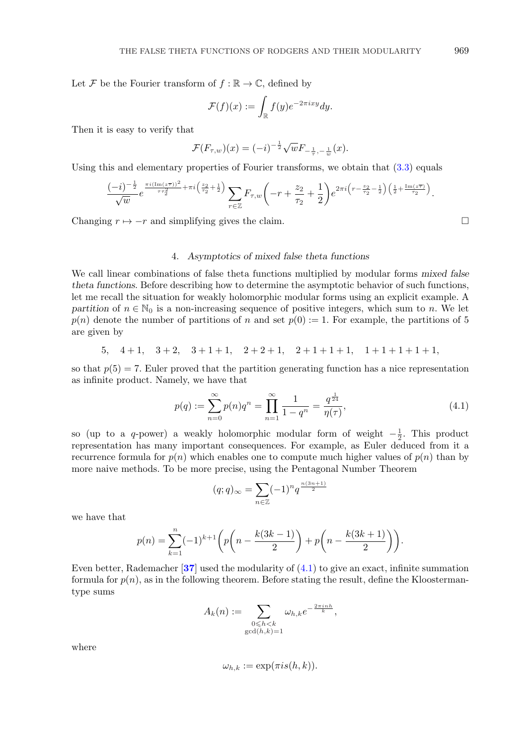Let $\mathcal{F}$ be the Fourier transform of $f : \mathbb{R} \to \mathbb{C}$, defined by

$$\mathcal{F}(f)(x) := \int_{\mathbb{R}} f(y) e^{-2\pi i x y} dy.$$

Then it is easy to verify that

$$\mathcal{F}(F_{\tau,w})(x) = (-i)^{-\frac{1}{2}} \sqrt{w} F_{-\frac{1}{\tau}, -\frac{1}{w}}(x).$$

Using this and elementary properties of Fourier transforms, we obtain that (3.3) equals

$$\frac{(-i)^{-\frac{1}{2}}}{\sqrt{w}} e^{\frac{\pi i (\operatorname{Im}(z\overline{\tau}))^2}{\tau \tau_2^2} + \pi i \left(\frac{z_2}{\tau_2} + \frac{1}{2}\right)} \sum_{r \in \mathbb{Z}} F_{\tau,w}\left(-r + \frac{z_2}{\tau_2} + \frac{1}{2}\right) e^{2\pi i \left(r - \frac{z_2}{\tau_2} - \frac{1}{2}\right)\left(\frac{1}{2} + \frac{\operatorname{Im}(z\overline{\tau})}{\tau_2}\right)}.$$

Changing $r \mapsto -r$ and simplifying gives the claim. $\square$

## 4. *Asymptotics of mixed false theta functions*

We call linear combinations of false theta functions multiplied by modular forms *mixed false theta functions*. Before describing how to determine the asymptotic behavior of such functions, let me recall the situation for weakly holomorphic modular forms using an explicit example. A *partition* of $n \in \mathbb{N}_0$ is a non-increasing sequence of positive integers, which sum to $n$. We let $p(n)$ denote the number of partitions of $n$ and set $p(0) := 1$. For example, the partitions of 5 are given by

$$5, \quad 4+1, \quad 3+2, \quad 3+1+1, \quad 2+2+1, \quad 2+1+1+1, \quad 1+1+1+1+1,$$

so that $p(5) = 7$. Euler proved that the partition generating function has a nice representation as infinite product. Namely, we have that

$$p(q) := \sum_{n=0}^{\infty} p(n) q^n = \prod_{n=1}^{\infty} \frac{1}{1-q^n} = \frac{q^{\frac{1}{24}}}{\eta(\tau)}, \tag{4.1}$$

so (up to a $q$-power) a weakly holomorphic modular form of weight $-\frac{1}{2}$. This product representation has many important consequences. For example, as Euler deduced from it a recurrence formula for $p(n)$ which enables one to compute much higher values of $p(n)$ than by more naive methods. To be more precise, using the Pentagonal Number Theorem

$$(q;q)_\infty = \sum_{n \in \mathbb{Z}} (-1)^n q^{\frac{n(3n+1)}{2}}$$

we have that

$$p(n) = \sum_{k=1}^{n} (-1)^{k+1} \left( p\left(n - \frac{k(3k-1)}{2}\right) + p\left(n - \frac{k(3k+1)}{2}\right) \right).$$

Even better, Rademacher [**37**] used the modularity of (4.1) to give an exact, infinite summation formula for $p(n)$, as in the following theorem. Before stating the result, define the Kloosterman-type sums

$$A_k(n) := \sum_{\substack{0 \leqslant h < k \\ \gcd(h,k)=1}} \omega_{h,k} e^{-\frac{2\pi i n h}{k}},$$

where

$$\omega_{h,k} := \exp(\pi i s(h,k)).$$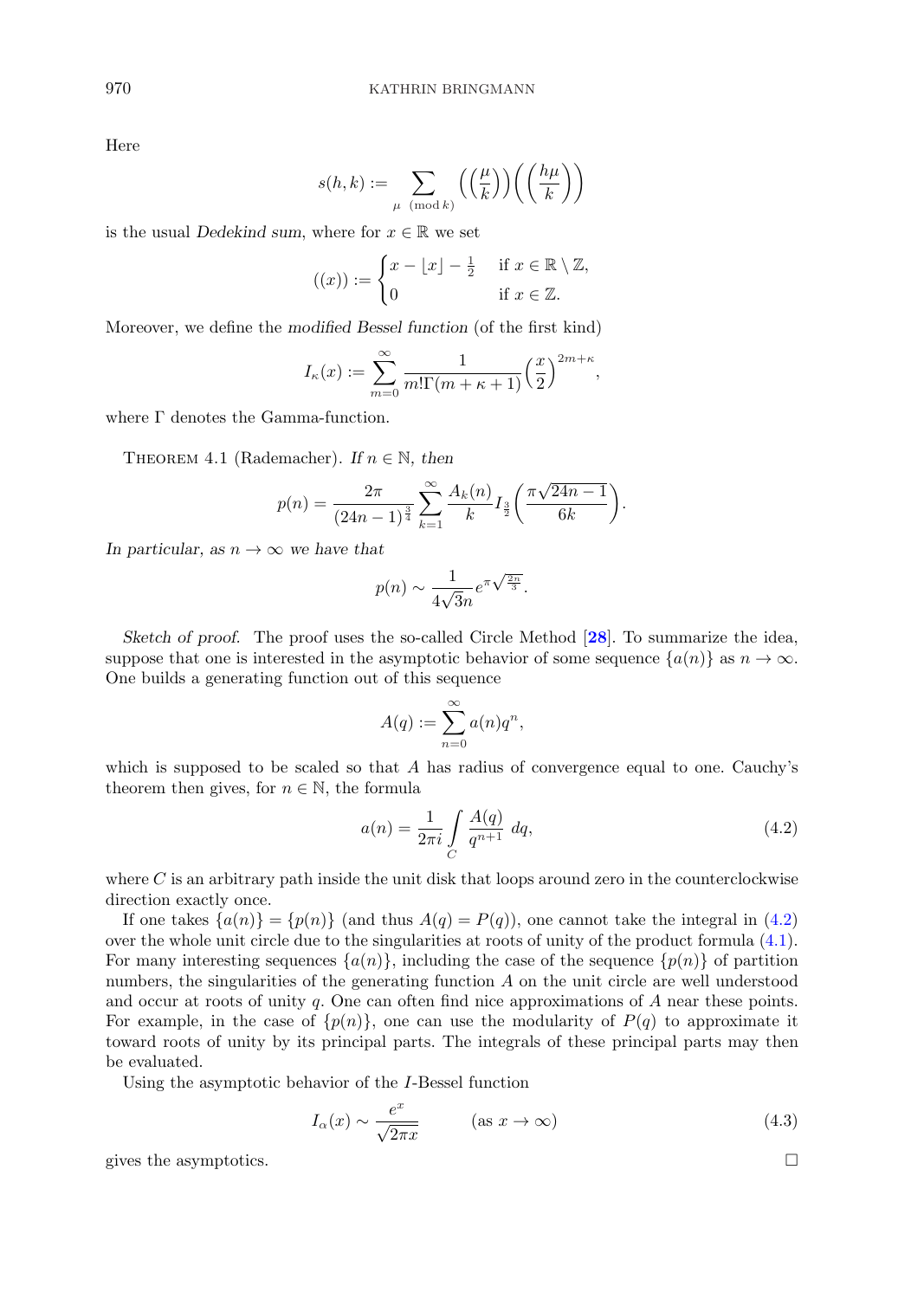Here

$$s(h,k) := \sum_{\mu \pmod{k}} \left(\left(\frac{\mu}{k}\right)\right)\left(\left(\frac{h\mu}{k}\right)\right)$$

is the usual *Dedekind sum*, where for $x \in \mathbb{R}$ we set

$$((x)) := \begin{cases} x - \lfloor x \rfloor - \frac{1}{2} & \text{if } x \in \mathbb{R} \setminus \mathbb{Z}, \\ 0 & \text{if } x \in \mathbb{Z}. \end{cases}$$

Moreover, we define the *modified Bessel function* (of the first kind)

$$I_\kappa(x) := \sum_{m=0}^{\infty} \frac{1}{m!\Gamma(m+\kappa+1)} \left(\frac{x}{2}\right)^{2m+\kappa},$$

where $\Gamma$ denotes the Gamma-function.

THEOREM 4.1 (Rademacher). *If $n \in \mathbb{N}$, then*

$$p(n) = \frac{2\pi}{(24n-1)^{\frac{3}{4}}} \sum_{k=1}^{\infty} \frac{A_k(n)}{k} I_{\frac{3}{2}}\left(\frac{\pi\sqrt{24n-1}}{6k}\right).$$

*In particular, as $n \to \infty$ we have that*

$$p(n) \sim \frac{1}{4\sqrt{3}n} e^{\pi\sqrt{\frac{2n}{3}}}.$$

*Sketch of proof.* The proof uses the so-called Circle Method [28]. To summarize the idea, suppose that one is interested in the asymptotic behavior of some sequence $\{a(n)\}$ as $n \to \infty$. One builds a generating function out of this sequence

$$A(q) := \sum_{n=0}^{\infty} a(n)q^n,$$

which is supposed to be scaled so that $A$ has radius of convergence equal to one. Cauchy's theorem then gives, for $n \in \mathbb{N}$, the formula

$$a(n) = \frac{1}{2\pi i} \int_C \frac{A(q)}{q^{n+1}}\, dq, \tag{4.2}$$

where $C$ is an arbitrary path inside the unit disk that loops around zero in the counterclockwise direction exactly once.

If one takes $\{a(n)\} = \{p(n)\}$ (and thus $A(q) = P(q)$), one cannot take the integral in (4.2) over the whole unit circle due to the singularities at roots of unity of the product formula (4.1). For many interesting sequences $\{a(n)\}$, including the case of the sequence $\{p(n)\}$ of partition numbers, the singularities of the generating function $A$ on the unit circle are well understood and occur at roots of unity $q$. One can often find nice approximations of $A$ near these points. For example, in the case of $\{p(n)\}$, one can use the modularity of $P(q)$ to approximate it toward roots of unity by its principal parts. The integrals of these principal parts may then be evaluated.

Using the asymptotic behavior of the $I$-Bessel function

$$I_\alpha(x) \sim \frac{e^x}{\sqrt{2\pi x}} \qquad (\text{as } x \to \infty) \tag{4.3}$$

gives the asymptotics. □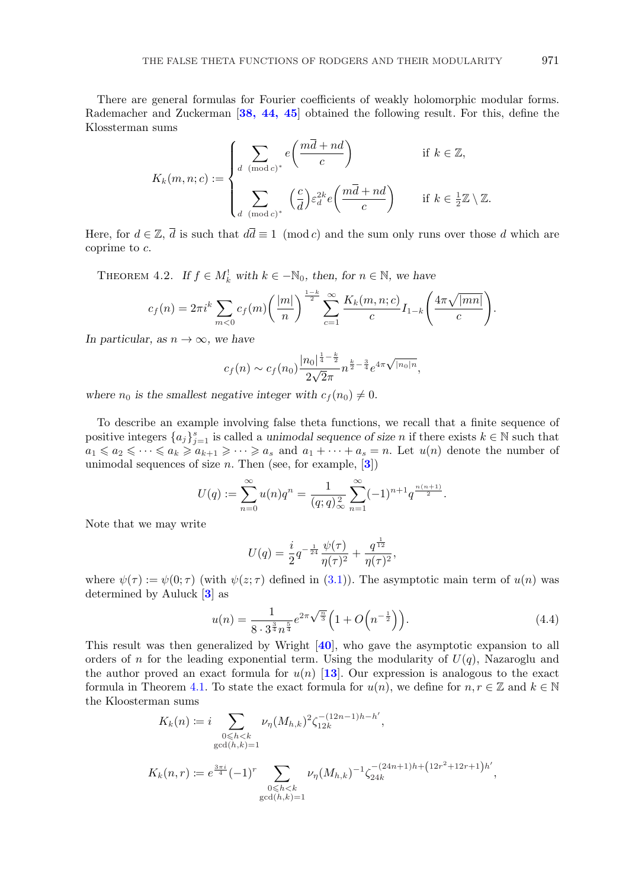There are general formulas for Fourier coefficients of weakly holomorphic modular forms. Rademacher and Zuckerman [38, 44, 45] obtained the following result. For this, define the Klossterman sums

$$K_k(m,n;c) := \begin{cases} \displaystyle\sum_{d \pmod{c}^*} e\left(\frac{m\overline{d}+nd}{c}\right) & \text{if } k \in \mathbb{Z}, \\ \displaystyle\sum_{d \pmod{c}^*} \left(\frac{c}{d}\right)\varepsilon_d^{2k} e\left(\frac{m\overline{d}+nd}{c}\right) & \text{if } k \in \frac{1}{2}\mathbb{Z}\setminus\mathbb{Z}. \end{cases}$$

Here, for $d \in \mathbb{Z}$, $\overline{d}$ is such that $d\overline{d} \equiv 1 \pmod{c}$ and the sum only runs over those $d$ which are coprime to $c$.

Theorem 4.2. *If $f \in M_k^!$ with $k \in -\mathbb{N}_0$, then, for $n \in \mathbb{N}$, we have*

$$c_f(n) = 2\pi i^k \sum_{m<0} c_f(m)\left(\frac{|m|}{n}\right)^{\frac{1-k}{2}} \sum_{c=1}^{\infty} \frac{K_k(m,n;c)}{c} I_{1-k}\left(\frac{4\pi\sqrt{|mn|}}{c}\right).$$

*In particular, as $n \to \infty$, we have*

$$c_f(n) \sim c_f(n_0)\frac{|n_0|^{\frac{1}{4}-\frac{k}{2}}}{2\sqrt{2}\pi} n^{\frac{k}{2}-\frac{3}{4}} e^{4\pi\sqrt{|n_0|n}},$$

*where $n_0$ is the smallest negative integer with $c_f(n_0) \neq 0$.*

To describe an example involving false theta functions, we recall that a finite sequence of positive integers $\{a_j\}_{j=1}^s$ is called a *unimodal sequence of size* $n$ if there exists $k \in \mathbb{N}$ such that $a_1 \leqslant a_2 \leqslant \cdots \leqslant a_k \geqslant a_{k+1} \geqslant \cdots \geqslant a_s$ and $a_1 + \cdots + a_s = n$. Let $u(n)$ denote the number of unimodal sequences of size $n$. Then (see, for example, [3])

$$U(q) := \sum_{n=0}^{\infty} u(n)q^n = \frac{1}{(q;q)_\infty^2}\sum_{n=1}^{\infty}(-1)^{n+1}q^{\frac{n(n+1)}{2}}.$$

Note that we may write

$$U(q) = \frac{i}{2}q^{-\frac{1}{24}}\frac{\psi(\tau)}{\eta(\tau)^2} + \frac{q^{\frac{1}{12}}}{\eta(\tau)^2},$$

where $\psi(\tau) := \psi(0;\tau)$ (with $\psi(z;\tau)$ defined in (3.1)). The asymptotic main term of $u(n)$ was determined by Auluck [3] as

$$u(n) = \frac{1}{8\cdot 3^{\frac{3}{4}}n^{\frac{5}{4}}}e^{2\pi\sqrt{\frac{n}{3}}}\left(1 + O\left(n^{-\frac{1}{2}}\right)\right). \tag{4.4}$$

This result was then generalized by Wright [40], who gave the asymptotic expansion to all orders of $n$ for the leading exponential term. Using the modularity of $U(q)$, Nazaroglu and the author proved an exact formula for $u(n)$ [13]. Our expression is analogous to the exact formula in Theorem 4.1. To state the exact formula for $u(n)$, we define for $n, r \in \mathbb{Z}$ and $k \in \mathbb{N}$ the Kloosterman sums

$$K_k(n) := i\sum_{\substack{0\leqslant h<k \\ \gcd(h,k)=1}} \nu_\eta(M_{h,k})^2\zeta_{12k}^{-(12n-1)h-h'},$$

$$K_k(n,r) := e^{\frac{3\pi i}{4}}(-1)^r \sum_{\substack{0\leqslant h<k \\ \gcd(h,k)=1}} \nu_\eta(M_{h,k})^{-1}\zeta_{24k}^{-(24n+1)h+\left(12r^2+12r+1\right)h'},$$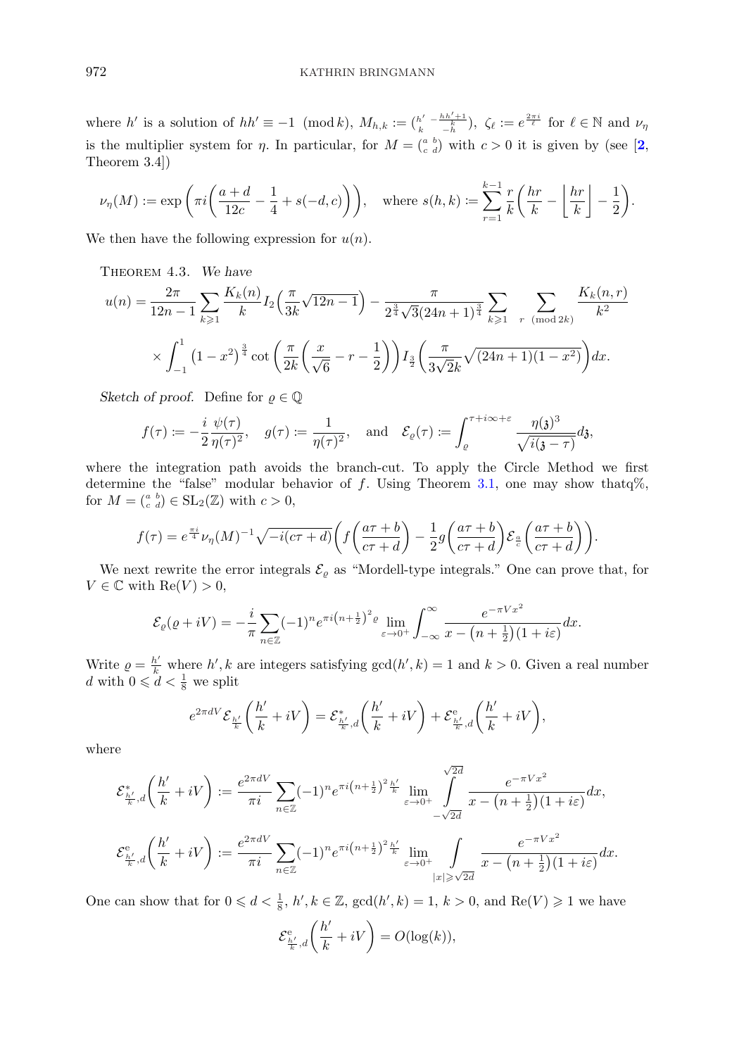where $h'$ is a solution of $hh' \equiv -1 \pmod{k}$, $M_{h,k} := \begin{pmatrix} h' & -\frac{hh'+1}{k} \\ k & -h \end{pmatrix}$, $\zeta_\ell := e^{\frac{2\pi i}{\ell}}$ for $\ell \in \mathbb{N}$ and $\nu_\eta$ is the multiplier system for $\eta$. In particular, for $M = \begin{pmatrix} a & b \\ c & d \end{pmatrix}$ with $c > 0$ it is given by (see [2, Theorem 3.4])

$$\nu_\eta(M) := \exp\left(\pi i\left(\frac{a+d}{12c} - \frac{1}{4} + s(-d,c)\right)\right), \quad \text{where } s(h,k) := \sum_{r=1}^{k-1} \frac{r}{k}\left(\frac{hr}{k} - \left\lfloor \frac{hr}{k} \right\rfloor - \frac{1}{2}\right).$$

We then have the following expression for $u(n)$.

Theorem 4.3. *We have*

$$u(n) = \frac{2\pi}{12n-1}\sum_{k\geqslant 1}\frac{K_k(n)}{k} I_2\left(\frac{\pi}{3k}\sqrt{12n-1}\right) - \frac{\pi}{2^{\frac{3}{4}}\sqrt{3}(24n+1)^{\frac{3}{4}}}\sum_{k\geqslant 1}\sum_{r \pmod{2k}}\frac{K_k(n,r)}{k^2}$$
$$\times \int_{-1}^{1}\left(1-x^2\right)^{\frac{3}{4}}\cot\left(\frac{\pi}{2k}\left(\frac{x}{\sqrt{6}} - r - \frac{1}{2}\right)\right) I_{\frac{3}{2}}\left(\frac{\pi}{3\sqrt{2}k}\sqrt{(24n+1)(1-x^2)}\right)dx.$$

*Sketch of proof.* Define for $\varrho \in \mathbb{Q}$

$$f(\tau) := -\frac{i}{2}\frac{\psi(\tau)}{\eta(\tau)^2}, \quad g(\tau) := \frac{1}{\eta(\tau)^2}, \quad \text{and} \quad \mathcal{E}_\varrho(\tau) := \int_{\varrho}^{\tau+i\infty+\varepsilon}\frac{\eta(\mathfrak{z})^3}{\sqrt{i(\mathfrak{z}-\tau)}}d\mathfrak{z},$$

where the integration path avoids the branch-cut. To apply the Circle Method we first determine the "false" modular behavior of $f$. Using Theorem 3.1, one may show thatq%, for $M = \begin{pmatrix} a & b \\ c & d \end{pmatrix} \in \mathrm{SL}_2(\mathbb{Z})$ with $c > 0$,

$$f(\tau) = e^{\frac{\pi i}{4}}\nu_\eta(M)^{-1}\sqrt{-i(c\tau+d)}\left(f\left(\frac{a\tau+b}{c\tau+d}\right) - \frac{1}{2}g\left(\frac{a\tau+b}{c\tau+d}\right)\mathcal{E}_{\frac{a}{c}}\left(\frac{a\tau+b}{c\tau+d}\right)\right).$$

We next rewrite the error integrals $\mathcal{E}_\varrho$ as "Mordell-type integrals." One can prove that, for $V \in \mathbb{C}$ with $\mathrm{Re}(V) > 0$,

$$\mathcal{E}_\varrho(\varrho + iV) = -\frac{i}{\pi}\sum_{n\in\mathbb{Z}}(-1)^n e^{\pi i\left(n+\frac{1}{2}\right)^2\varrho}\lim_{\varepsilon\to 0^+}\int_{-\infty}^{\infty}\frac{e^{-\pi V x^2}}{x - \left(n+\frac{1}{2}\right)(1+i\varepsilon)}dx.$$

Write $\varrho = \frac{h'}{k}$ where $h', k$ are integers satisfying $\gcd(h',k) = 1$ and $k > 0$. Given a real number $d$ with $0 \leqslant d < \frac{1}{8}$ we split

$$e^{2\pi dV}\mathcal{E}_{\frac{h'}{k}}\left(\frac{h'}{k} + iV\right) = \mathcal{E}^*_{\frac{h'}{k},d}\left(\frac{h'}{k} + iV\right) + \mathcal{E}^{\mathrm{e}}_{\frac{h'}{k},d}\left(\frac{h'}{k} + iV\right),$$

where

$$\mathcal{E}^*_{\frac{h'}{k},d}\left(\frac{h'}{k} + iV\right) := \frac{e^{2\pi dV}}{\pi i}\sum_{n\in\mathbb{Z}}(-1)^n e^{\pi i\left(n+\frac{1}{2}\right)^2\frac{h'}{k}}\lim_{\varepsilon\to 0^+}\int_{-\sqrt{2d}}^{\sqrt{2d}}\frac{e^{-\pi V x^2}}{x - \left(n+\frac{1}{2}\right)(1+i\varepsilon)}dx,$$

$$\mathcal{E}^{\mathrm{e}}_{\frac{h'}{k},d}\left(\frac{h'}{k} + iV\right) := \frac{e^{2\pi dV}}{\pi i}\sum_{n\in\mathbb{Z}}(-1)^n e^{\pi i\left(n+\frac{1}{2}\right)^2\frac{h'}{k}}\lim_{\varepsilon\to 0^+}\int_{|x|\geqslant\sqrt{2d}}\frac{e^{-\pi V x^2}}{x - \left(n+\frac{1}{2}\right)(1+i\varepsilon)}dx.$$

One can show that for $0 \leqslant d < \frac{1}{8}$, $h', k \in \mathbb{Z}$, $\gcd(h',k) = 1$, $k > 0$, and $\mathrm{Re}(V) \geqslant 1$ we have

$$\mathcal{E}^{\mathrm{e}}_{\frac{h'}{k},d}\left(\frac{h'}{k} + iV\right) = O(\log(k)),$$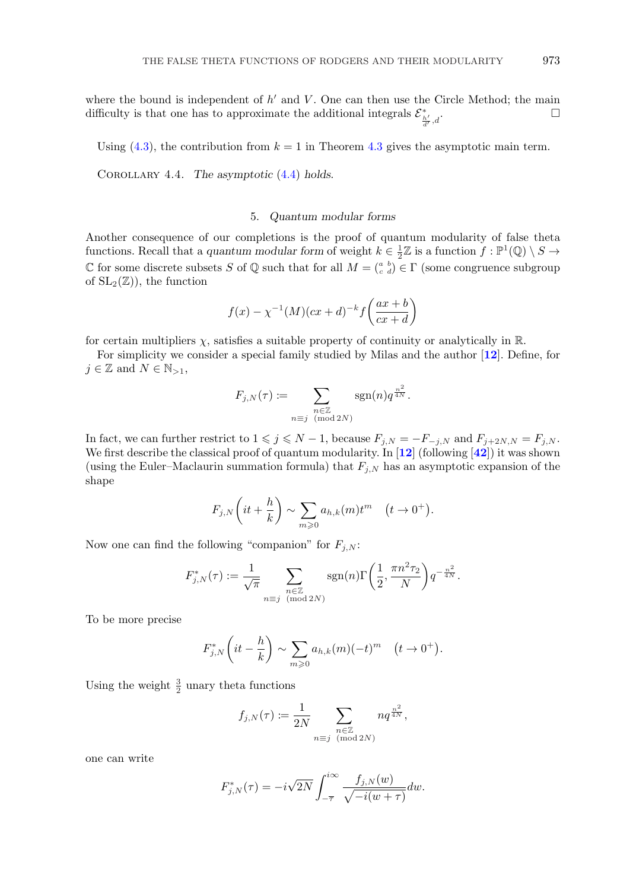where the bound is independent of $h'$ and $V$. One can then use the Circle Method; the main difficulty is that one has to approximate the additional integrals $\mathcal{E}^*_{\frac{h'}{d'},d}$. □

Using (4.3), the contribution from $k=1$ in Theorem 4.3 gives the asymptotic main term.

Corollary 4.4. *The asymptotic* (4.4) *holds.*

## 5. *Quantum modular forms*

Another consequence of our completions is the proof of quantum modularity of false theta functions. Recall that a *quantum modular form* of weight $k \in \frac{1}{2}\mathbb{Z}$ is a function $f : \mathbb{P}^1(\mathbb{Q}) \setminus S \to \mathbb{C}$ for some discrete subsets $S$ of $\mathbb{Q}$ such that for all $M = \left(\begin{smallmatrix} a & b \\ c & d \end{smallmatrix}\right) \in \Gamma$ (some congruence subgroup of $\mathrm{SL}_2(\mathbb{Z})$), the function

$$f(x) - \chi^{-1}(M)(cx+d)^{-k} f\left(\frac{ax+b}{cx+d}\right)$$

for certain multipliers $\chi$, satisfies a suitable property of continuity or analytically in $\mathbb{R}$.

For simplicity we consider a special family studied by Milas and the author [12]. Define, for $j \in \mathbb{Z}$ and $N \in \mathbb{N}_{>1}$,

$$F_{j,N}(\tau) := \sum_{\substack{n\in\mathbb{Z} \\ n \equiv j \pmod{2N}}} \operatorname{sgn}(n) q^{\frac{n^2}{4N}}.$$

In fact, we can further restrict to $1 \leqslant j \leqslant N-1$, because $F_{j,N} = -F_{-j,N}$ and $F_{j+2N,N} = F_{j,N}$. We first describe the classical proof of quantum modularity. In [12] (following [42]) it was shown (using the Euler–Maclaurin summation formula) that $F_{j,N}$ has an asymptotic expansion of the shape

$$F_{j,N}\left(it + \frac{h}{k}\right) \sim \sum_{m\geqslant 0} a_{h,k}(m) t^m \quad \left(t \to 0^+\right).$$

Now one can find the following "companion" for $F_{j,N}$:

$$F^*_{j,N}(\tau) := \frac{1}{\sqrt{\pi}} \sum_{\substack{n\in\mathbb{Z} \\ n \equiv j \pmod{2N}}} \operatorname{sgn}(n) \Gamma\left(\frac{1}{2}, \frac{\pi n^2 \tau_2}{N}\right) q^{-\frac{n^2}{4N}}.$$

To be more precise

$$F^*_{j,N}\left(it - \frac{h}{k}\right) \sim \sum_{m\geqslant 0} a_{h,k}(m)(-t)^m \quad \left(t \to 0^+\right).$$

Using the weight $\frac{3}{2}$ unary theta functions

$$f_{j,N}(\tau) := \frac{1}{2N} \sum_{\substack{n\in\mathbb{Z} \\ n \equiv j \pmod{2N}}} n q^{\frac{n^2}{4N}},$$

one can write

$$F^*_{j,N}(\tau) = -i\sqrt{2N} \int_{-\overline{\tau}}^{i\infty} \frac{f_{j,N}(w)}{\sqrt{-i(w+\tau)}} dw.$$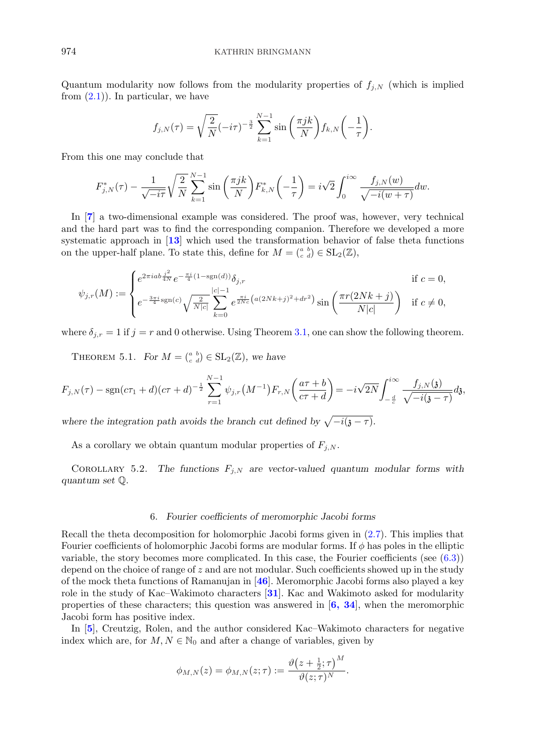Quantum modularity now follows from the modularity properties of $f_{j,N}$ (which is implied from (2.1)). In particular, we have

$$f_{j,N}(\tau) = \sqrt{\frac{2}{N}}(-i\tau)^{-\frac{3}{2}} \sum_{k=1}^{N-1} \sin\left(\frac{\pi jk}{N}\right) f_{k,N}\left(-\frac{1}{\tau}\right).$$

From this one may conclude that

$$F^*_{j,N}(\tau) - \frac{1}{\sqrt{-i\tau}}\sqrt{\frac{2}{N}} \sum_{k=1}^{N-1} \sin\left(\frac{\pi jk}{N}\right) F^*_{k,N}\left(-\frac{1}{\tau}\right) = i\sqrt{2}\int_0^{i\infty} \frac{f_{j,N}(w)}{\sqrt{-i(w+\tau)}}dw.$$

In [7] a two-dimensional example was considered. The proof was, however, very technical and the hard part was to find the corresponding companion. Therefore we developed a more systematic approach in [13] which used the transformation behavior of false theta functions on the upper-half plane. To state this, define for $M = \left(\begin{smallmatrix} a & b \\ c & d \end{smallmatrix}\right) \in \mathrm{SL}_2(\mathbb{Z})$,

$$\psi_{j,r}(M) := \begin{cases} e^{2\pi i ab\frac{j^2}{4N}} e^{-\frac{\pi i}{4}(1-\mathrm{sgn}(d))}\delta_{j,r} & \text{if } c = 0, \\ e^{-\frac{3\pi i}{4}\mathrm{sgn}(c)}\sqrt{\frac{2}{N|c|}} \displaystyle\sum_{k=0}^{|c|-1} e^{\frac{\pi i}{2Nc}\left(a(2Nk+j)^2+dr^2\right)} \sin\left(\frac{\pi r(2Nk+j)}{N|c|}\right) & \text{if } c \neq 0, \end{cases}$$

where $\delta_{j,r} = 1$ if $j = r$ and 0 otherwise. Using Theorem 3.1, one can show the following theorem.

THEOREM 5.1. *For $M = \left(\begin{smallmatrix} a & b \\ c & d \end{smallmatrix}\right) \in \mathrm{SL}_2(\mathbb{Z})$, we have*

$$F_{j,N}(\tau) - \mathrm{sgn}(c\tau_1+d)(c\tau+d)^{-\frac{1}{2}} \sum_{r=1}^{N-1} \psi_{j,r}\left(M^{-1}\right) F_{r,N}\left(\frac{a\tau+b}{c\tau+d}\right) = -i\sqrt{2N}\int_{-\frac{d}{c}}^{i\infty} \frac{f_{j,N}(\mathfrak{z})}{\sqrt{-i(\mathfrak{z}-\tau)}}d\mathfrak{z},$$

*where the integration path avoids the branch cut defined by $\sqrt{-i(\mathfrak{z}-\tau)}$.*

As a corollary we obtain quantum modular properties of $F_{j,N}$.

COROLLARY 5.2. *The functions $F_{j,N}$ are vector-valued quantum modular forms with quantum set $\mathbb{Q}$.*

## 6. *Fourier coefficients of meromorphic Jacobi forms*

Recall the theta decomposition for holomorphic Jacobi forms given in (2.7). This implies that Fourier coefficients of holomorphic Jacobi forms are modular forms. If $\phi$ has poles in the elliptic variable, the story becomes more complicated. In this case, the Fourier coefficients (see (6.3)) depend on the choice of range of $z$ and are not modular. Such coefficients showed up in the study of the mock theta functions of Ramanujan in [46]. Meromorphic Jacobi forms also played a key role in the study of Kac–Wakimoto characters [31]. Kac and Wakimoto asked for modularity properties of these characters; this question was answered in [6, 34], when the meromorphic Jacobi form has positive index.

In [5], Creutzig, Rolen, and the author considered Kac–Wakimoto characters for negative index which are, for $M, N \in \mathbb{N}_0$ and after a change of variables, given by

$$\phi_{M,N}(z) = \phi_{M,N}(z;\tau) := \frac{\vartheta\left(z+\frac{1}{2};\tau\right)^M}{\vartheta(z;\tau)^N}.$$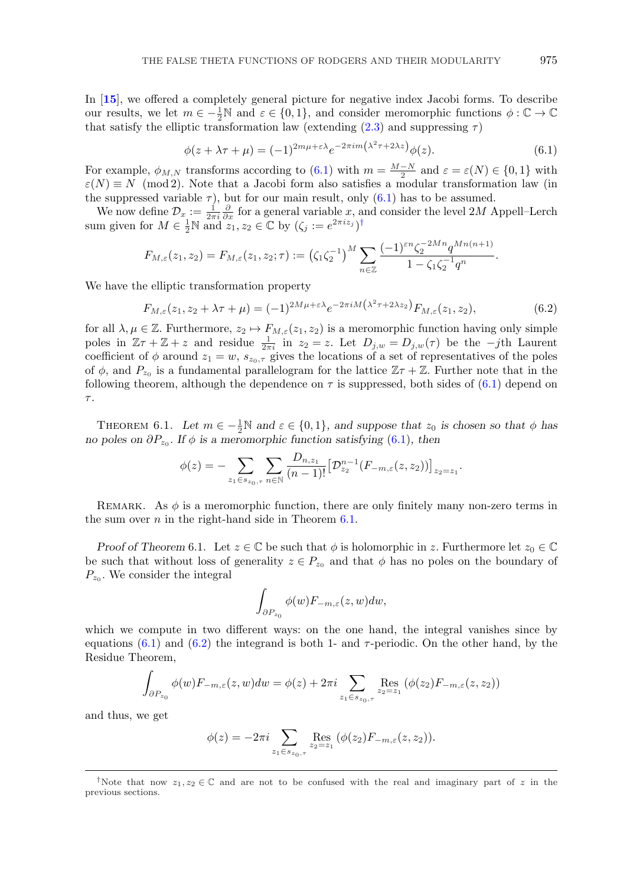In [**15**], we offered a completely general picture for negative index Jacobi forms. To describe our results, we let $m \in -\frac{1}{2}\mathbb{N}$ and $\varepsilon \in \{0,1\}$, and consider meromorphic functions $\phi : \mathbb{C} \to \mathbb{C}$ that satisfy the elliptic transformation law (extending (2.3) and suppressing $\tau$)

$$\phi(z + \lambda\tau + \mu) = (-1)^{2m\mu+\varepsilon\lambda} e^{-2\pi i m\left(\lambda^2\tau + 2\lambda z\right)} \phi(z). \tag{6.1}$$

For example, $\phi_{M,N}$ transforms according to (6.1) with $m = \frac{M-N}{2}$ and $\varepsilon = \varepsilon(N) \in \{0,1\}$ with $\varepsilon(N) \equiv N \pmod 2$. Note that a Jacobi form also satisfies a modular transformation law (in the suppressed variable $\tau$), but for our main result, only (6.1) has to be assumed.

We now define $\mathcal{D}_x := \frac{1}{2\pi i}\frac{\partial}{\partial x}$ for a general variable $x$, and consider the level $2M$ Appell–Lerch sum given for $M \in \frac{1}{2}\mathbb{N}$ and $z_1, z_2 \in \mathbb{C}$ by ($\zeta_j := e^{2\pi i z_j}$)[†]

$$F_{M,\varepsilon}(z_1, z_2) = F_{M,\varepsilon}(z_1, z_2; \tau) := \left(\zeta_1\zeta_2^{-1}\right)^M \sum_{n\in\mathbb{Z}} \frac{(-1)^{\varepsilon n}\zeta_2^{-2Mn} q^{Mn(n+1)}}{1 - \zeta_1\zeta_2^{-1}q^n}.$$

We have the elliptic transformation property

$$F_{M,\varepsilon}(z_1, z_2 + \lambda\tau + \mu) = (-1)^{2M\mu+\varepsilon\lambda} e^{-2\pi i M\left(\lambda^2\tau + 2\lambda z_2\right)} F_{M,\varepsilon}(z_1, z_2), \tag{6.2}$$

for all $\lambda, \mu \in \mathbb{Z}$. Furthermore, $z_2 \mapsto F_{M,\varepsilon}(z_1, z_2)$ is a meromorphic function having only simple poles in $\mathbb{Z}\tau + \mathbb{Z} + z$ and residue $\frac{1}{2\pi i}$ in $z_2 = z$. Let $D_{j,w} = D_{j,w}(\tau)$ be the $-j$th Laurent coefficient of $\phi$ around $z_1 = w$, $s_{z_0,\tau}$ gives the locations of a set of representatives of the poles of $\phi$, and $P_{z_0}$ is a fundamental parallelogram for the lattice $\mathbb{Z}\tau + \mathbb{Z}$. Further note that in the following theorem, although the dependence on $\tau$ is suppressed, both sides of (6.1) depend on $\tau$.

Theorem 6.1. *Let $m \in -\frac{1}{2}\mathbb{N}$ and $\varepsilon \in \{0,1\}$, and suppose that $z_0$ is chosen so that $\phi$ has no poles on $\partial P_{z_0}$. If $\phi$ is a meromorphic function satisfying (6.1), then*

$$\phi(z) = -\sum_{z_1 \in s_{z_0,\tau}} \sum_{n\in\mathbb{N}} \frac{D_{n,z_1}}{(n-1)!}\left[\mathcal{D}_{z_2}^{n-1}\left(F_{-m,\varepsilon}(z, z_2)\right)\right]_{z_2 = z_1}.$$

Remark. As $\phi$ is a meromorphic function, there are only finitely many non-zero terms in the sum over $n$ in the right-hand side in Theorem 6.1.

*Proof of Theorem* 6.1. Let $z \in \mathbb{C}$ be such that $\phi$ is holomorphic in $z$. Furthermore let $z_0 \in \mathbb{C}$ be such that without loss of generality $z \in P_{z_0}$ and that $\phi$ has no poles on the boundary of $P_{z_0}$. We consider the integral

$$\int_{\partial P_{z_0}} \phi(w) F_{-m,\varepsilon}(z, w) dw,$$

which we compute in two different ways: on the one hand, the integral vanishes since by equations (6.1) and (6.2) the integrand is both 1- and $\tau$-periodic. On the other hand, by the Residue Theorem,

$$\int_{\partial P_{z_0}} \phi(w) F_{-m,\varepsilon}(z, w) dw = \phi(z) + 2\pi i \sum_{z_1 \in s_{z_0,\tau}} \operatorname*{Res}_{z_2 = z_1} \left(\phi(z_2) F_{-m,\varepsilon}(z, z_2)\right)$$

and thus, we get

$$\phi(z) = -2\pi i \sum_{z_1 \in s_{z_0,\tau}} \operatorname*{Res}_{z_2 = z_1} \left(\phi(z_2) F_{-m,\varepsilon}(z, z_2)\right).$$

[†]Note that now $z_1, z_2 \in \mathbb{C}$ and are not to be confused with the real and imaginary part of $z$ in the previous sections.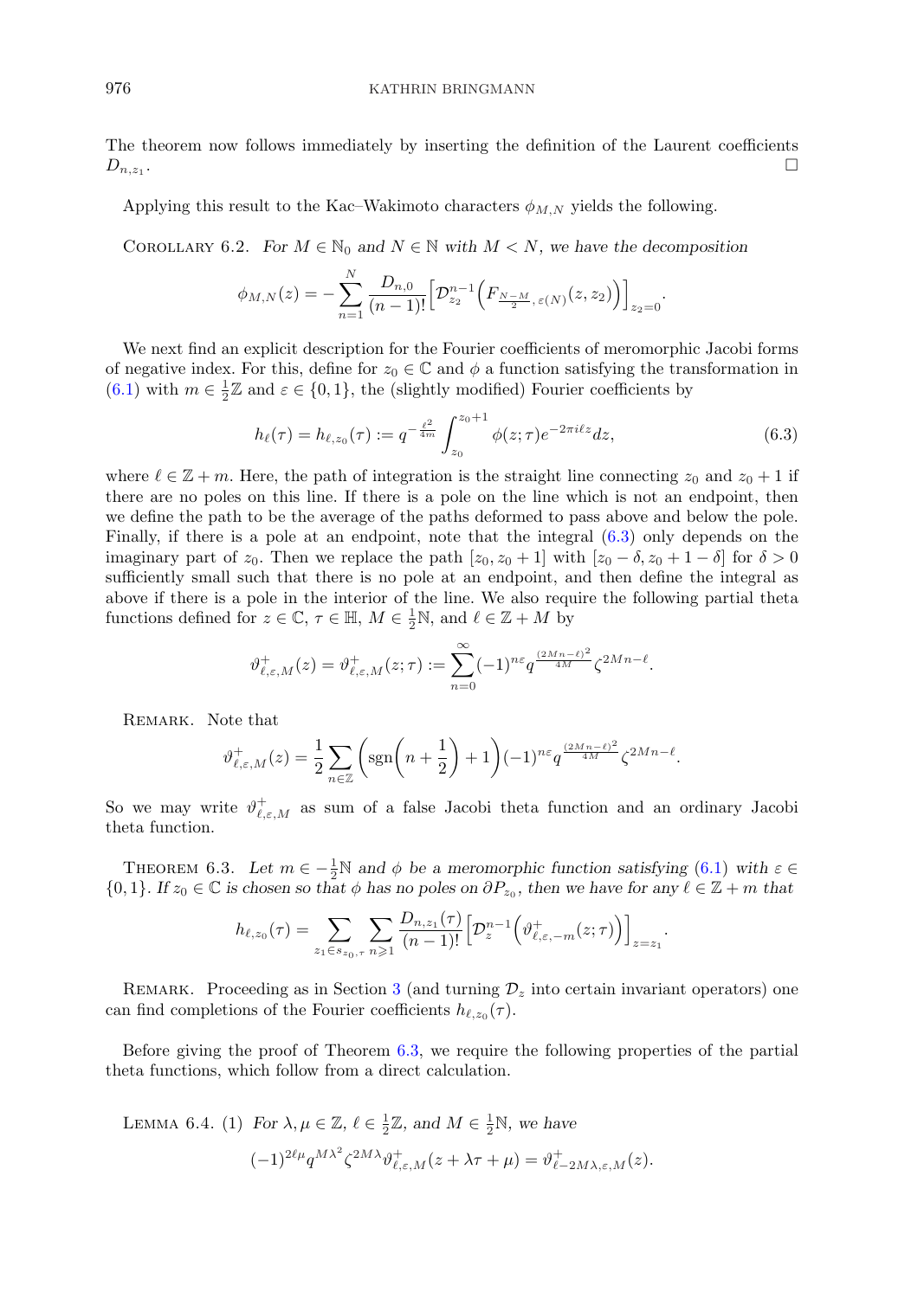The theorem now follows immediately by inserting the definition of the Laurent coefficients $D_{n,z_1}$. □

Applying this result to the Kac–Wakimoto characters $\phi_{M,N}$ yields the following.

COROLLARY 6.2. *For $M \in \mathbb{N}_0$ and $N \in \mathbb{N}$ with $M < N$, we have the decomposition*

$$\phi_{M,N}(z) = -\sum_{n=1}^{N} \frac{D_{n,0}}{(n-1)!}\Big[\mathcal{D}_{z_2}^{n-1}\Big(F_{\frac{N-M}{2},\,\varepsilon(N)}(z,z_2)\Big)\Big]_{z_2=0}.$$

We next find an explicit description for the Fourier coefficients of meromorphic Jacobi forms of negative index. For this, define for $z_0 \in \mathbb{C}$ and $\phi$ a function satisfying the transformation in (6.1) with $m \in \frac{1}{2}\mathbb{Z}$ and $\varepsilon \in \{0,1\}$, the (slightly modified) Fourier coefficients by

$$h_\ell(\tau) = h_{\ell,z_0}(\tau) := q^{-\frac{\ell^2}{4m}} \int_{z_0}^{z_0+1} \phi(z;\tau) e^{-2\pi i \ell z} dz, \tag{6.3}$$

where $\ell \in \mathbb{Z} + m$. Here, the path of integration is the straight line connecting $z_0$ and $z_0+1$ if there are no poles on this line. If there is a pole on the line which is not an endpoint, then we define the path to be the average of the paths deformed to pass above and below the pole. Finally, if there is a pole at an endpoint, note that the integral (6.3) only depends on the imaginary part of $z_0$. Then we replace the path $[z_0, z_0+1]$ with $[z_0-\delta, z_0+1-\delta]$ for $\delta > 0$ sufficiently small such that there is no pole at an endpoint, and then define the integral as above if there is a pole in the interior of the line. We also require the following partial theta functions defined for $z \in \mathbb{C}$, $\tau \in \mathbb{H}$, $M \in \frac{1}{2}\mathbb{N}$, and $\ell \in \mathbb{Z} + M$ by

$$\vartheta^+_{\ell,\varepsilon,M}(z) = \vartheta^+_{\ell,\varepsilon,M}(z;\tau) := \sum_{n=0}^{\infty} (-1)^{n\varepsilon} q^{\frac{(2Mn-\ell)^2}{4M}} \zeta^{2Mn-\ell}.$$

REMARK. Note that

$$\vartheta^+_{\ell,\varepsilon,M}(z) = \frac{1}{2}\sum_{n\in\mathbb{Z}} \left(\operatorname{sgn}\!\left(n+\frac{1}{2}\right)+1\right)(-1)^{n\varepsilon} q^{\frac{(2Mn-\ell)^2}{4M}} \zeta^{2Mn-\ell}.$$

So we may write $\vartheta^+_{\ell,\varepsilon,M}$ as sum of a false Jacobi theta function and an ordinary Jacobi theta function.

THEOREM 6.3. *Let $m \in -\frac{1}{2}\mathbb{N}$ and $\phi$ be a meromorphic function satisfying (6.1) with $\varepsilon \in \{0,1\}$. If $z_0 \in \mathbb{C}$ is chosen so that $\phi$ has no poles on $\partial P_{z_0}$, then we have for any $\ell \in \mathbb{Z} + m$ that*

$$h_{\ell,z_0}(\tau) = \sum_{z_1 \in s_{z_0,\tau}} \sum_{n \geqslant 1} \frac{D_{n,z_1}(\tau)}{(n-1)!}\Big[\mathcal{D}_z^{n-1}\Big(\vartheta^+_{\ell,\varepsilon,-m}(z;\tau)\Big)\Big]_{z=z_1}.$$

REMARK. Proceeding as in Section 3 (and turning $\mathcal{D}_z$ into certain invariant operators) one can find completions of the Fourier coefficients $h_{\ell,z_0}(\tau)$.

Before giving the proof of Theorem 6.3, we require the following properties of the partial theta functions, which follow from a direct calculation.

LEMMA 6.4. (1) *For $\lambda, \mu \in \mathbb{Z}$, $\ell \in \frac{1}{2}\mathbb{Z}$, and $M \in \frac{1}{2}\mathbb{N}$, we have*

$$(-1)^{2\ell\mu} q^{M\lambda^2} \zeta^{2M\lambda} \vartheta^+_{\ell,\varepsilon,M}(z+\lambda\tau+\mu) = \vartheta^+_{\ell-2M\lambda,\varepsilon,M}(z).$$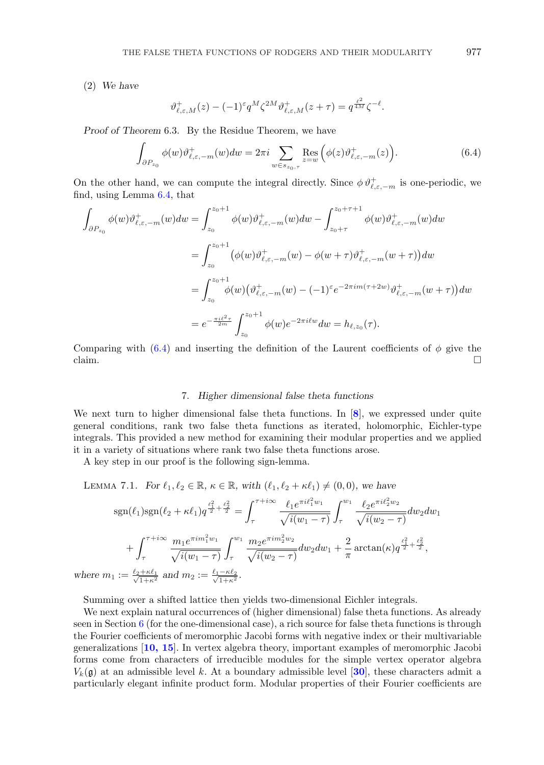(2) *We have*

$$\vartheta^+_{\ell,\varepsilon,M}(z) - (-1)^\varepsilon q^M \zeta^{2M} \vartheta^+_{\ell,\varepsilon,M}(z+\tau) = q^{\frac{\ell^2}{4M}} \zeta^{-\ell}.$$

*Proof of Theorem* 6.3. By the Residue Theorem, we have

$$\int_{\partial P_{z_0}} \phi(w)\vartheta^+_{\ell,\varepsilon,-m}(w)dw = 2\pi i \sum_{w\in s_{z_0,\tau}} \operatorname*{Res}_{z=w}\Big(\phi(z)\vartheta^+_{\ell,\varepsilon,-m}(z)\Big). \tag{6.4}$$

On the other hand, we can compute the integral directly. Since $\phi\,\vartheta^+_{\ell,\varepsilon,-m}$ is one-periodic, we find, using Lemma 6.4, that

$$\begin{aligned}
\int_{\partial P_{z_0}} \phi(w)\vartheta^+_{\ell,\varepsilon,-m}(w)dw &= \int_{z_0}^{z_0+1} \phi(w)\vartheta^+_{\ell,\varepsilon,-m}(w)dw - \int_{z_0+\tau}^{z_0+\tau+1} \phi(w)\vartheta^+_{\ell,\varepsilon,-m}(w)dw \\
&= \int_{z_0}^{z_0+1} \big(\phi(w)\vartheta^+_{\ell,\varepsilon,-m}(w) - \phi(w+\tau)\vartheta^+_{\ell,\varepsilon,-m}(w+\tau)\big)dw \\
&= \int_{z_0}^{z_0+1} \phi(w)\big(\vartheta^+_{\ell,\varepsilon,-m}(w) - (-1)^\varepsilon e^{-2\pi i m(\tau+2w)}\vartheta^+_{\ell,\varepsilon,-m}(w+\tau)\big)dw \\
&= e^{-\frac{\pi i \ell^2\tau}{2m}} \int_{z_0}^{z_0+1} \phi(w)e^{-2\pi i \ell w}dw = h_{\ell,z_0}(\tau).
\end{aligned}$$

Comparing with (6.4) and inserting the definition of the Laurent coefficients of $\phi$ give the claim. $\square$

## 7. *Higher dimensional false theta functions*

We next turn to higher dimensional false theta functions. In [8], we expressed under quite general conditions, rank two false theta functions as iterated, holomorphic, Eichler-type integrals. This provided a new method for examining their modular properties and we applied it in a variety of situations where rank two false theta functions arose.

A key step in our proof is the following sign-lemma.

LEMMA 7.1. *For $\ell_1, \ell_2 \in \mathbb{R}$, $\kappa \in \mathbb{R}$, with $(\ell_1, \ell_2 + \kappa\ell_1) \neq (0,0)$, we have*

$$\begin{aligned}
\operatorname{sgn}(\ell_1)\operatorname{sgn}(\ell_2+\kappa\ell_1)q^{\frac{\ell_1^2}{2}+\frac{\ell_2^2}{2}} &= \int_\tau^{\tau+i\infty} \frac{\ell_1 e^{\pi i \ell_1^2 w_1}}{\sqrt{i(w_1-\tau)}} \int_\tau^{w_1} \frac{\ell_2 e^{\pi i \ell_2^2 w_2}}{\sqrt{i(w_2-\tau)}} dw_2 dw_1 \\
&+ \int_\tau^{\tau+i\infty} \frac{m_1 e^{\pi i m_1^2 w_1}}{\sqrt{i(w_1-\tau)}} \int_\tau^{w_1} \frac{m_2 e^{\pi i m_2^2 w_2}}{\sqrt{i(w_2-\tau)}} dw_2 dw_1 + \frac{2}{\pi}\arctan(\kappa) q^{\frac{\ell_1^2}{2}+\frac{\ell_2^2}{2}},
\end{aligned}$$

*where $m_1 := \frac{\ell_2+\kappa\ell_1}{\sqrt{1+\kappa^2}}$ and $m_2 := \frac{\ell_1-\kappa\ell_2}{\sqrt{1+\kappa^2}}$.*

Summing over a shifted lattice then yields two-dimensional Eichler integrals.

We next explain natural occurrences of (higher dimensional) false theta functions. As already seen in Section 6 (for the one-dimensional case), a rich source for false theta functions is through the Fourier coefficients of meromorphic Jacobi forms with negative index or their multivariable generalizations [**10, 15**]. In vertex algebra theory, important examples of meromorphic Jacobi forms come from characters of irreducible modules for the simple vertex operator algebra $V_k(\mathfrak{g})$ at an admissible level $k$. At a boundary admissible level [**30**], these characters admit a particularly elegant infinite product form. Modular properties of their Fourier coefficients are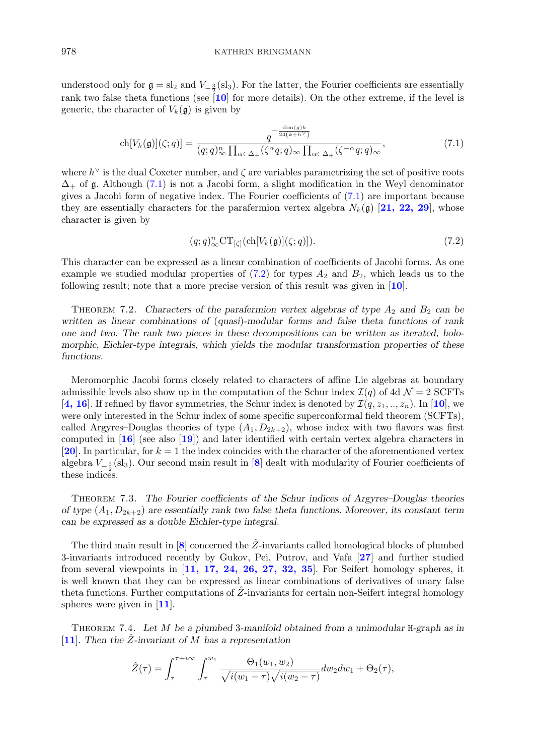understood only for $\mathfrak{g} = \mathrm{sl}_2$ and $V_{-\frac{3}{2}}(\mathrm{sl}_3)$. For the latter, the Fourier coefficients are essentially rank two false theta functions (see [10] for more details). On the other extreme, if the level is generic, the character of $V_k(\mathfrak{g})$ is given by

$$\mathrm{ch}[V_k(\mathfrak{g})](\zeta; q) = \frac{q^{-\frac{\dim(g)k}{24(k+h^\vee)}}}{(q;q)_\infty^n \prod_{\alpha\in\Delta_+}(\zeta^\alpha q; q)_\infty \prod_{\alpha\in\Delta_+}(\zeta^{-\alpha} q;q)_\infty}, \tag{7.1}$$

where $h^\vee$ is the dual Coxeter number, and $\zeta$ are variables parametrizing the set of positive roots $\Delta_+$ of $\mathfrak{g}$. Although (7.1) is not a Jacobi form, a slight modification in the Weyl denominator gives a Jacobi form of negative index. The Fourier coefficients of (7.1) are important because they are essentially characters for the parafermion vertex algebra $N_k(\mathfrak{g})$ [21, 22, 29], whose character is given by

$$(q;q)_\infty^n \mathrm{CT}_{[\zeta]}(\mathrm{ch}[V_k(\mathfrak{g})](\zeta;q)). \tag{7.2}$$

This character can be expressed as a linear combination of coefficients of Jacobi forms. As one example we studied modular properties of (7.2) for types $A_2$ and $B_2$, which leads us to the following result; note that a more precise version of this result was given in [10].

Theorem 7.2. *Characters of the parafermion vertex algebras of type $A_2$ and $B_2$ can be written as linear combinations of (quasi)-modular forms and false theta functions of rank one and two. The rank two pieces in these decompositions can be written as iterated, holomorphic, Eichler-type integrals, which yields the modular transformation properties of these functions.*

Meromorphic Jacobi forms closely related to characters of affine Lie algebras at boundary admissible levels also show up in the computation of the Schur index $\mathcal{I}(q)$ of 4d $\mathcal{N} = 2$ SCFTs [4, 16]. If refined by flavor symmetries, the Schur index is denoted by $\mathcal{I}(q, z_1, .., z_n)$. In [10], we were only interested in the Schur index of some specific superconformal field theorem (SCFTs), called Argyres–Douglas theories of type $(A_1, D_{2k+2})$, whose index with two flavors was first computed in [16] (see also [19]) and later identified with certain vertex algebra characters in [20]. In particular, for $k = 1$ the index coincides with the character of the aforementioned vertex algebra $V_{-\frac{3}{2}}(\mathrm{sl}_3)$. Our second main result in [8] dealt with modularity of Fourier coefficients of these indices.

Theorem 7.3. *The Fourier coefficients of the Schur indices of Argyres–Douglas theories of type $(A_1, D_{2k+2})$ are essentially rank two false theta functions. Moreover, its constant term can be expressed as a double Eichler-type integral.*

The third main result in [8] concerned the $\hat{Z}$-invariants called homological blocks of plumbed 3-invariants introduced recently by Gukov, Pei, Putrov, and Vafa [27] and further studied from several viewpoints in [11, 17, 24, 26, 27, 32, 35]. For Seifert homology spheres, it is well known that they can be expressed as linear combinations of derivatives of unary false theta functions. Further computations of $\hat{Z}$-invariants for certain non-Seifert integral homology spheres were given in [11].

Theorem 7.4. *Let $M$ be a plumbed 3-manifold obtained from a unimodular* H*-graph as in [11]. Then the $\hat{Z}$-invariant of $M$ has a representation*

$$\hat{Z}(\tau) = \int_\tau^{\tau+i\infty} \int_\tau^{w_1} \frac{\Theta_1(w_1, w_2)}{\sqrt{i(w_1-\tau)}\sqrt{i(w_2-\tau)}} dw_2 dw_1 + \Theta_2(\tau),$$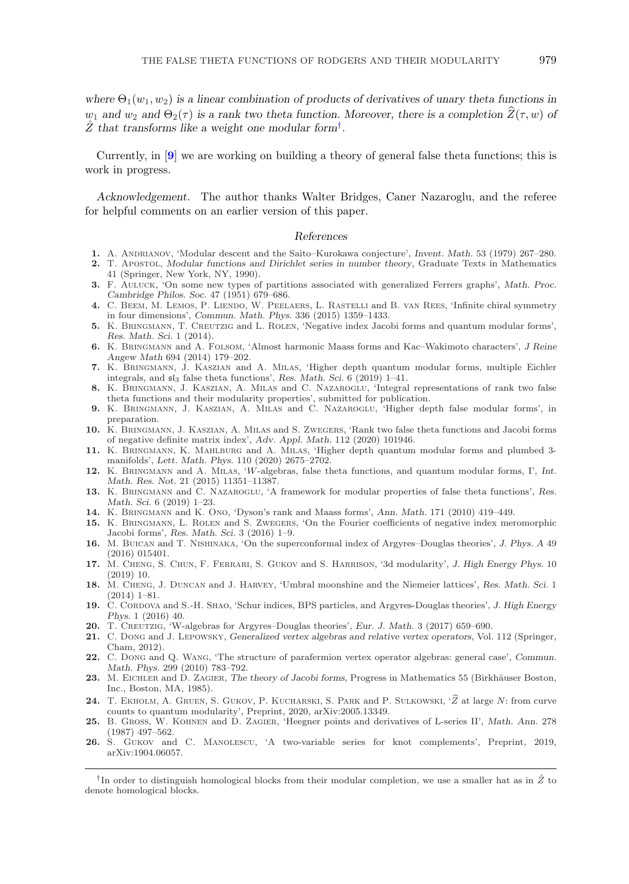*where $\Theta_1(w_1, w_2)$ is a linear combination of products of derivatives of unary theta functions in $w_1$ and $w_2$ and $\Theta_2(\tau)$ is a rank two theta function. Moreover, there is a completion $\widehat{Z}(\tau, w)$ of $\hat{Z}$ that transforms like a weight one modular form*[†].

Currently, in [9] we are working on building a theory of general false theta functions; this is work in progress.

*Acknowledgement.* The author thanks Walter Bridges, Caner Nazaroglu, and the referee for helpful comments on an earlier version of this paper.

## References

1. A. Andrianov, 'Modular descent and the Saito–Kurokawa conjecture', *Invent. Math.* 53 (1979) 267–280.
2. T. Apostol, *Modular functions and Dirichlet series in number theory*, Graduate Texts in Mathematics 41 (Springer, New York, NY, 1990).
3. F. Auluck, 'On some new types of partitions associated with generalized Ferrers graphs', *Math. Proc. Cambridge Philos. Soc.* 47 (1951) 679–686.
4. C. Beem, M. Lemos, P. Liendo, W. Peelaers, L. Rastelli and B. van Rees, 'Infinite chiral symmetry in four dimensions', *Commun. Math. Phys.* 336 (2015) 1359–1433.
5. K. Bringmann, T. Creutzig and L. Rolen, 'Negative index Jacobi forms and quantum modular forms', *Res. Math. Sci.* 1 (2014).
6. K. Bringmann and A. Folsom, 'Almost harmonic Maass forms and Kac–Wakimoto characters', *J Reine Angew Math* 694 (2014) 179–202.
7. K. Bringmann, J. Kaszian and A. Milas, 'Higher depth quantum modular forms, multiple Eichler integrals, and $\mathfrak{sl}_3$ false theta functions', *Res. Math. Sci.* 6 (2019) 1–41.
8. K. Bringmann, J. Kaszian, A. Milas and C. Nazaroglu, 'Integral representations of rank two false theta functions and their modularity properties', submitted for publication.
9. K. Bringmann, J. Kaszian, A. Milas and C. Nazaroglu, 'Higher depth false modular forms', in preparation.
10. K. Bringmann, J. Kaszian, A. Milas and S. Zwegers, 'Rank two false theta functions and Jacobi forms of negative definite matrix index', *Adv. Appl. Math.* 112 (2020) 101946.
11. K. Bringmann, K. Mahlburg and A. Milas, 'Higher depth quantum modular forms and plumbed 3-manifolds', *Lett. Math. Phys.* 110 (2020) 2675–2702.
12. K. Bringmann and A. Milas, '$W$-algebras, false theta functions, and quantum modular forms, I', *Int. Math. Res. Not.* 21 (2015) 11351–11387.
13. K. Bringmann and C. Nazaroglu, 'A framework for modular properties of false theta functions', *Res. Math. Sci.* 6 (2019) 1–23.
14. K. Bringmann and K. Ono, 'Dyson's rank and Maass forms', *Ann. Math.* 171 (2010) 419–449.
15. K. Bringmann, L. Rolen and S. Zwegers, 'On the Fourier coefficients of negative index meromorphic Jacobi forms', *Res. Math. Sci* 3 (2016) 1–9.
16. M. Buican and T. Nishinaka, 'On the superconformal index of Argyres–Douglas theories', *J. Phys. A* 49 (2016) 015401.
17. M. Cheng, S. Chun, F. Ferrari, S. Gukov and S. Harrison, '3d modularity', *J. High Energy Phys.* 10 (2019) 10.
18. M. Cheng, J. Duncan and J. Harvey, 'Umbral moonshine and the Niemeier lattices', *Res. Math. Sci.* 1 (2014) 1–81.
19. C. Cordova and S.-H. Shao, 'Schur indices, BPS particles, and Argyres-Douglas theories', *J. High Energy Phys.* 1 (2016) 40.
20. T. Creutzig, 'W-algebras for Argyres–Douglas theories', *Eur. J. Math.* 3 (2017) 659–690.
21. C. Dong and J. Lepowsky, *Generalized vertex algebras and relative vertex operators*, Vol. 112 (Springer, Cham, 2012).
22. C. Dong and Q. Wang, 'The structure of parafermion vertex operator algebras: general case', *Commun. Math. Phys.* 299 (2010) 783–792.
23. M. Eichler and D. Zagier, *The theory of Jacobi forms*, Progress in Mathematics 55 (Birkhäuser Boston, Inc., Boston, MA, 1985).
24. T. Ekholm, A. Gruen, S. Gukov, P. Kucharski, S. Park and P. Sulkowski, '$\widehat{Z}$ at large $N$: from curve counts to quantum modularity', Preprint, 2020, arXiv:2005.13349.
25. B. Gross, W. Kohnen and D. Zagier, 'Heegner points and derivatives of L-series II', *Math. Ann.* 278 (1987) 497–562.
26. S. Gukov and C. Manolescu, 'A two-variable series for knot complements', Preprint, 2019, arXiv:1904.06057.

[†] In order to distinguish homological blocks from their modular completion, we use a smaller hat as in $\hat{Z}$ to denote homological blocks.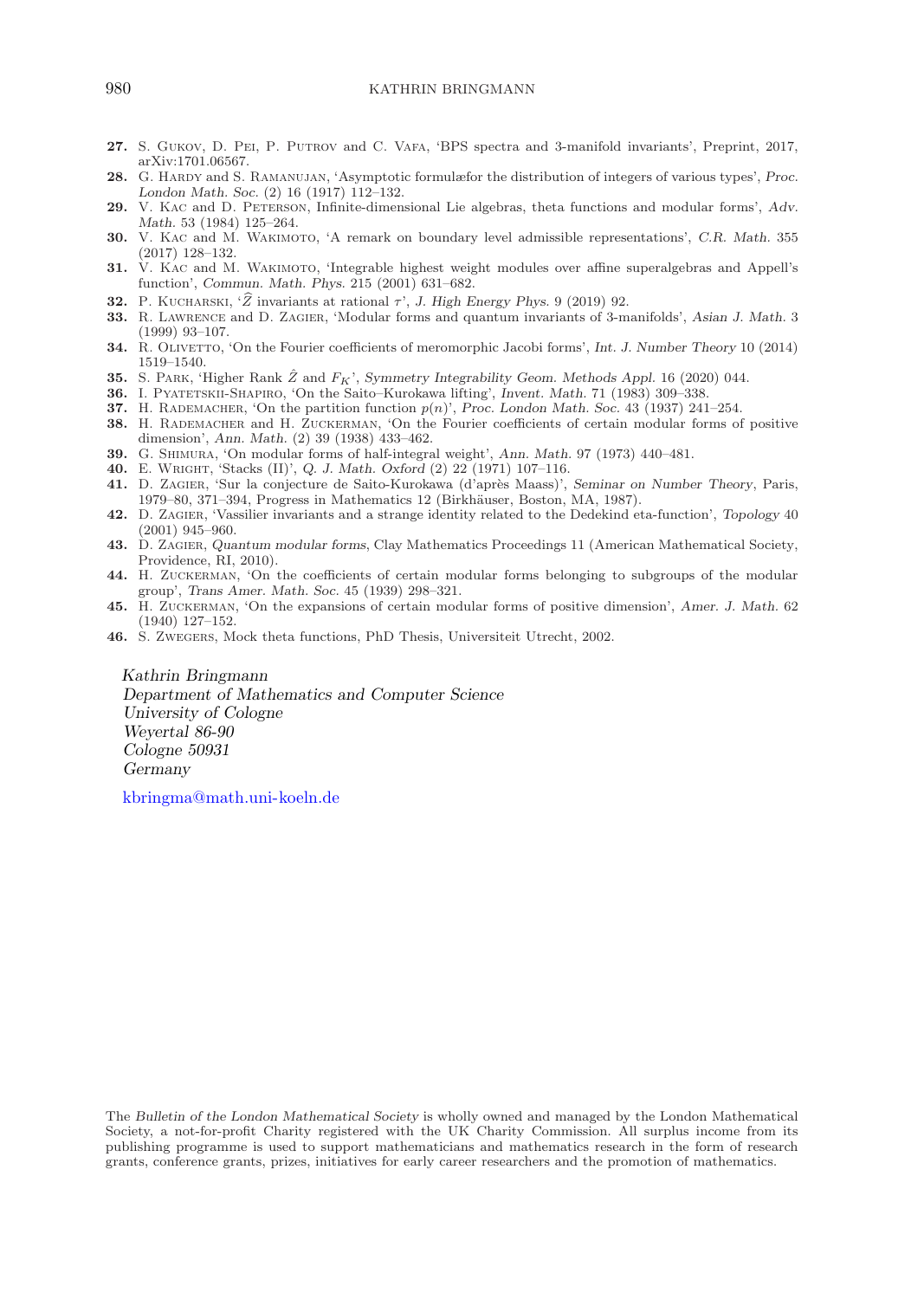**27.** S. Gukov, D. Pei, P. Putrov and C. Vafa, 'BPS spectra and 3-manifold invariants', Preprint, 2017, arXiv:1701.06567.

**28.** G. Hardy and S. Ramanujan, 'Asymptotic formulæfor the distribution of integers of various types', *Proc. London Math. Soc.* (2) 16 (1917) 112–132.

**29.** V. Kac and D. Peterson, Infinite-dimensional Lie algebras, theta functions and modular forms', *Adv. Math.* 53 (1984) 125–264.

**30.** V. Kac and M. Wakimoto, 'A remark on boundary level admissible representations', *C.R. Math.* 355 (2017) 128–132.

**31.** V. Kac and M. Wakimoto, 'Integrable highest weight modules over affine superalgebras and Appell's function', *Commun. Math. Phys.* 215 (2001) 631–682.

**32.** P. Kucharski, '$\widehat{Z}$ invariants at rational $\tau$', *J. High Energy Phys.* 9 (2019) 92.

**33.** R. Lawrence and D. Zagier, 'Modular forms and quantum invariants of 3-manifolds', *Asian J. Math.* 3 (1999) 93–107.

**34.** R. Olivetto, 'On the Fourier coefficients of meromorphic Jacobi forms', *Int. J. Number Theory* 10 (2014) 1519–1540.

**35.** S. Park, 'Higher Rank $\hat{Z}$ and $F_K$', *Symmetry Integrability Geom. Methods Appl.* 16 (2020) 044.

**36.** I. Pyatetskii-Shapiro, 'On the Saito–Kurokawa lifting', *Invent. Math.* 71 (1983) 309–338.

**37.** H. Rademacher, 'On the partition function $p(n)$', *Proc. London Math. Soc.* 43 (1937) 241–254.

**38.** H. Rademacher and H. Zuckerman, 'On the Fourier coefficients of certain modular forms of positive dimension', *Ann. Math.* (2) 39 (1938) 433–462.

**39.** G. Shimura, 'On modular forms of half-integral weight', *Ann. Math.* 97 (1973) 440–481.

**40.** E. Wright, 'Stacks (II)', *Q. J. Math. Oxford* (2) 22 (1971) 107–116.

**41.** D. Zagier, 'Sur la conjecture de Saito-Kurokawa (d'après Maass)', *Seminar on Number Theory*, Paris, 1979–80, 371–394, Progress in Mathematics 12 (Birkhäuser, Boston, MA, 1987).

**42.** D. Zagier, 'Vassilier invariants and a strange identity related to the Dedekind eta-function', *Topology* 40 (2001) 945–960.

**43.** D. Zagier, *Quantum modular forms*, Clay Mathematics Proceedings 11 (American Mathematical Society, Providence, RI, 2010).

**44.** H. Zuckerman, 'On the coefficients of certain modular forms belonging to subgroups of the modular group', *Trans Amer. Math. Soc.* 45 (1939) 298–321.

**45.** H. Zuckerman, 'On the expansions of certain modular forms of positive dimension', *Amer. J. Math.* 62 (1940) 127–152.

**46.** S. Zwegers, Mock theta functions, PhD Thesis, Universiteit Utrecht, 2002.

*Kathrin Bringmann*
*Department of Mathematics and Computer Science*
*University of Cologne*
*Weyertal 86-90*
*Cologne 50931*
*Germany*

kbringma@math.uni-koeln.de

The *Bulletin of the London Mathematical Society* is wholly owned and managed by the London Mathematical Society, a not-for-profit Charity registered with the UK Charity Commission. All surplus income from its publishing programme is used to support mathematicians and mathematics research in the form of research grants, conference grants, prizes, initiatives for early career researchers and the promotion of mathematics.